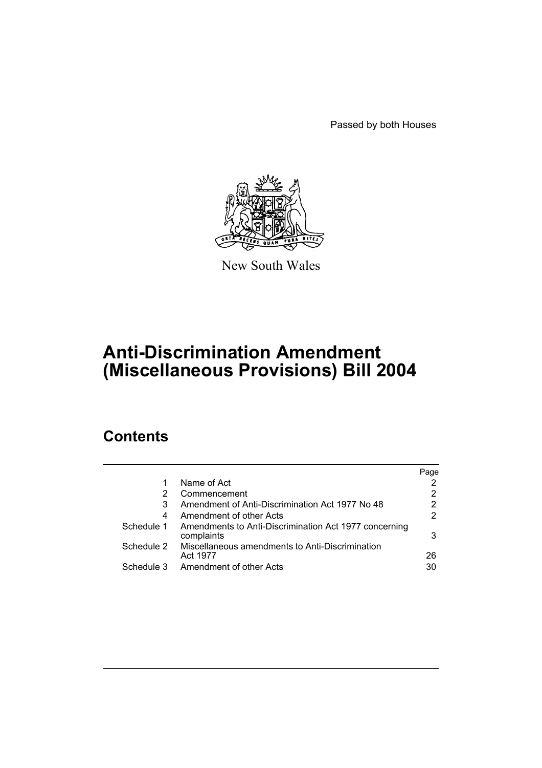Passed by both Houses

New South Wales

# Anti-Discrimination Amendment (Miscellaneous Provisions) Bill 2004

## Contents

| | | Page |
|---|---|---|
| 1 | Name of Act | 2 |
| 2 | Commencement | 2 |
| 3 | Amendment of Anti-Discrimination Act 1977 No 48 | 2 |
| 4 | Amendment of other Acts | 2 |
| Schedule 1 | Amendments to Anti-Discrimination Act 1977 concerning complaints | 3 |
| Schedule 2 | Miscellaneous amendments to Anti-Discrimination Act 1977 | 26 |
| Schedule 3 | Amendment of other Acts | 30 |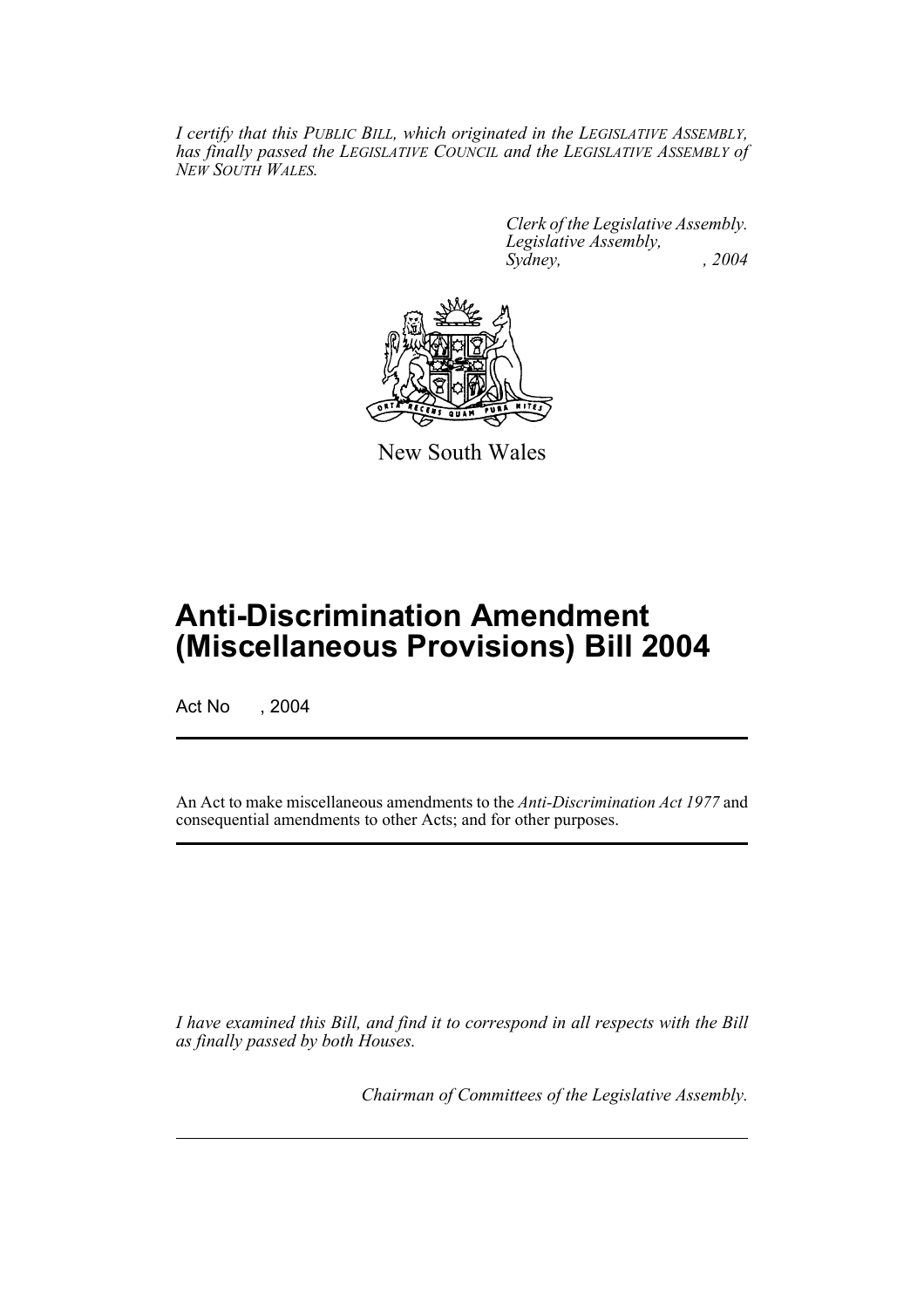*I certify that this PUBLIC BILL, which originated in the LEGISLATIVE ASSEMBLY, has finally passed the LEGISLATIVE COUNCIL and the LEGISLATIVE ASSEMBLY of NEW SOUTH WALES.*

*Clerk of the Legislative Assembly.*
*Legislative Assembly,*
*Sydney, , 2004*

New South Wales

# Anti-Discrimination Amendment (Miscellaneous Provisions) Bill 2004

Act No , 2004

An Act to make miscellaneous amendments to the *Anti-Discrimination Act 1977* and consequential amendments to other Acts; and for other purposes.

*I have examined this Bill, and find it to correspond in all respects with the Bill as finally passed by both Houses.*

*Chairman of Committees of the Legislative Assembly.*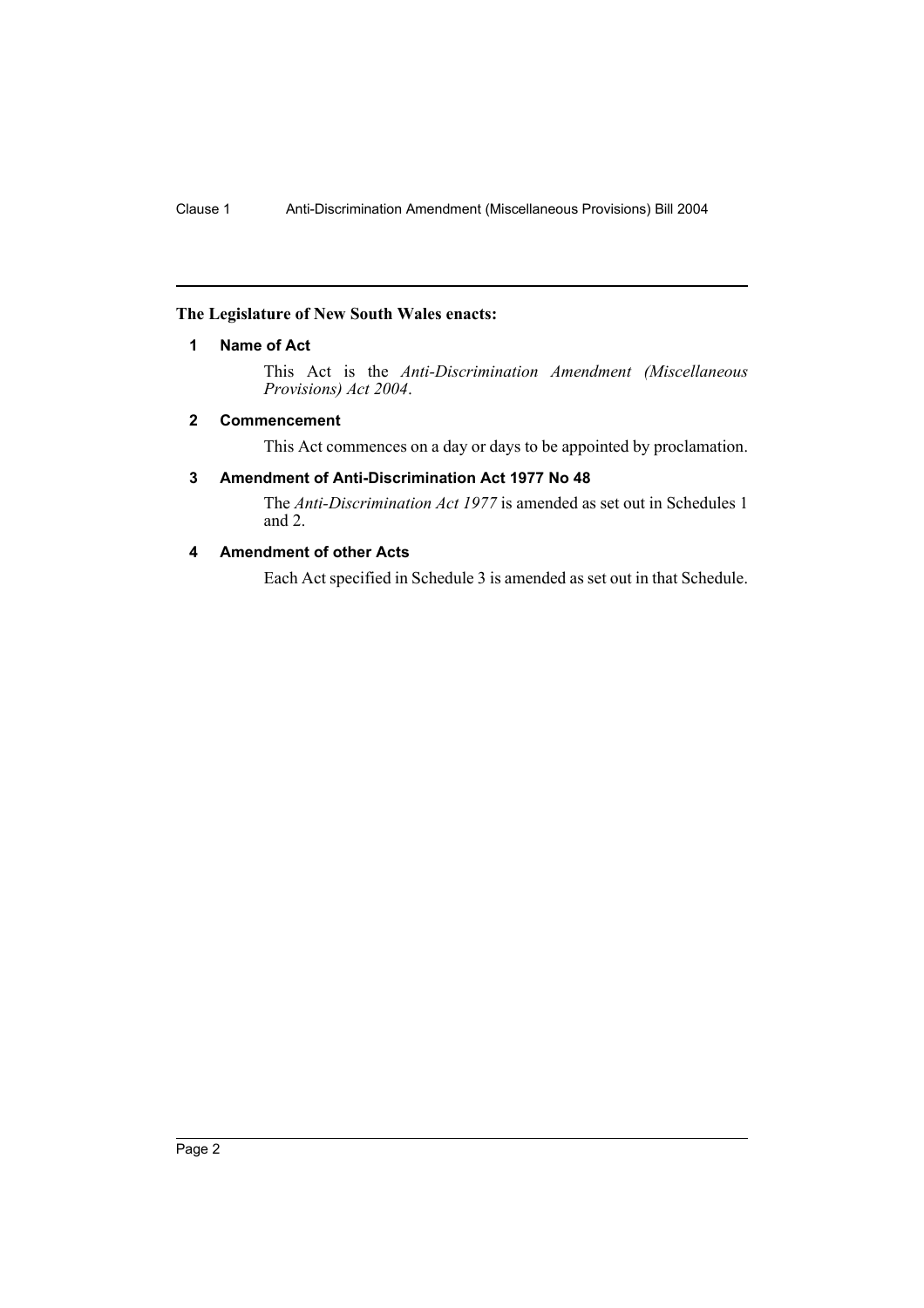**The Legislature of New South Wales enacts:**

## 1 Name of Act

This Act is the *Anti-Discrimination Amendment (Miscellaneous Provisions) Act 2004*.

## 2 Commencement

This Act commences on a day or days to be appointed by proclamation.

## 3 Amendment of Anti-Discrimination Act 1977 No 48

The *Anti-Discrimination Act 1977* is amended as set out in Schedules 1 and 2.

## 4 Amendment of other Acts

Each Act specified in Schedule 3 is amended as set out in that Schedule.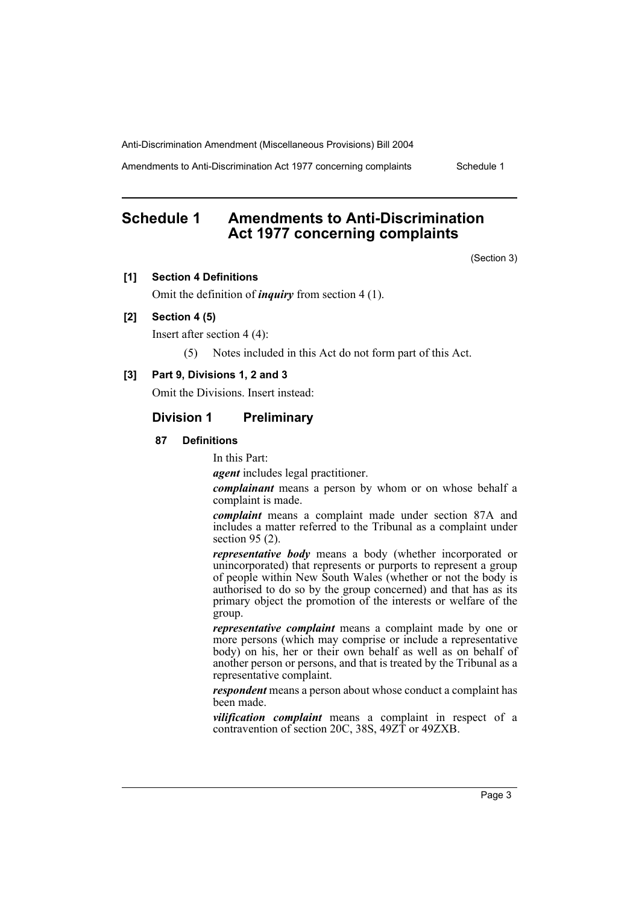## Schedule 1 Amendments to Anti-Discrimination Act 1977 concerning complaints

(Section 3)

**[1] Section 4 Definitions**

Omit the definition of ***inquiry*** from section 4 (1).

**[2] Section 4 (5)**

Insert after section 4 (4):

(5) Notes included in this Act do not form part of this Act.

**[3] Part 9, Divisions 1, 2 and 3**

Omit the Divisions. Insert instead:

### Division 1 Preliminary

**87 Definitions**

In this Part:

***agent*** includes legal practitioner.

***complainant*** means a person by whom or on whose behalf a complaint is made.

***complaint*** means a complaint made under section 87A and includes a matter referred to the Tribunal as a complaint under section 95 (2).

***representative body*** means a body (whether incorporated or unincorporated) that represents or purports to represent a group of people within New South Wales (whether or not the body is authorised to do so by the group concerned) and that has as its primary object the promotion of the interests or welfare of the group.

***representative complaint*** means a complaint made by one or more persons (which may comprise or include a representative body) on his, her or their own behalf as well as on behalf of another person or persons, and that is treated by the Tribunal as a representative complaint.

***respondent*** means a person about whose conduct a complaint has been made.

***vilification complaint*** means a complaint in respect of a contravention of section 20C, 38S, 49ZT or 49ZXB.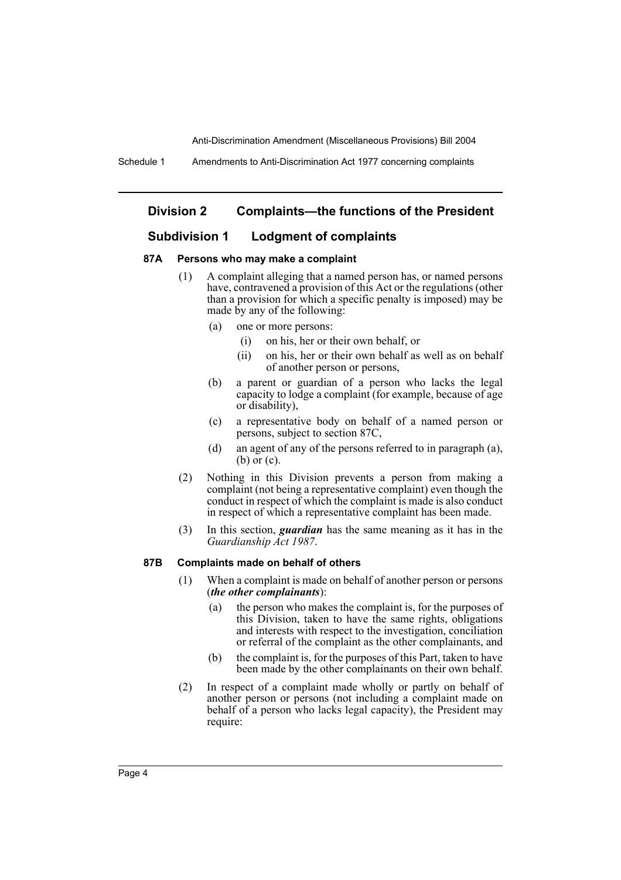## Division 2 Complaints—the functions of the President

### Subdivision 1 Lodgment of complaints

#### 87A Persons who may make a complaint

(1) A complaint alleging that a named person has, or named persons have, contravened a provision of this Act or the regulations (other than a provision for which a specific penalty is imposed) may be made by any of the following:

- (a) one or more persons:
  - (i) on his, her or their own behalf, or
  - (ii) on his, her or their own behalf as well as on behalf of another person or persons,
- (b) a parent or guardian of a person who lacks the legal capacity to lodge a complaint (for example, because of age or disability),
- (c) a representative body on behalf of a named person or persons, subject to section 87C,
- (d) an agent of any of the persons referred to in paragraph (a), (b) or (c).

(2) Nothing in this Division prevents a person from making a complaint (not being a representative complaint) even though the conduct in respect of which the complaint is made is also conduct in respect of which a representative complaint has been made.

(3) In this section, ***guardian*** has the same meaning as it has in the *Guardianship Act 1987*.

#### 87B Complaints made on behalf of others

(1) When a complaint is made on behalf of another person or persons (***the other complainants***):

- (a) the person who makes the complaint is, for the purposes of this Division, taken to have the same rights, obligations and interests with respect to the investigation, conciliation or referral of the complaint as the other complainants, and
- (b) the complaint is, for the purposes of this Part, taken to have been made by the other complainants on their own behalf.

(2) In respect of a complaint made wholly or partly on behalf of another person or persons (not including a complaint made on behalf of a person who lacks legal capacity), the President may require: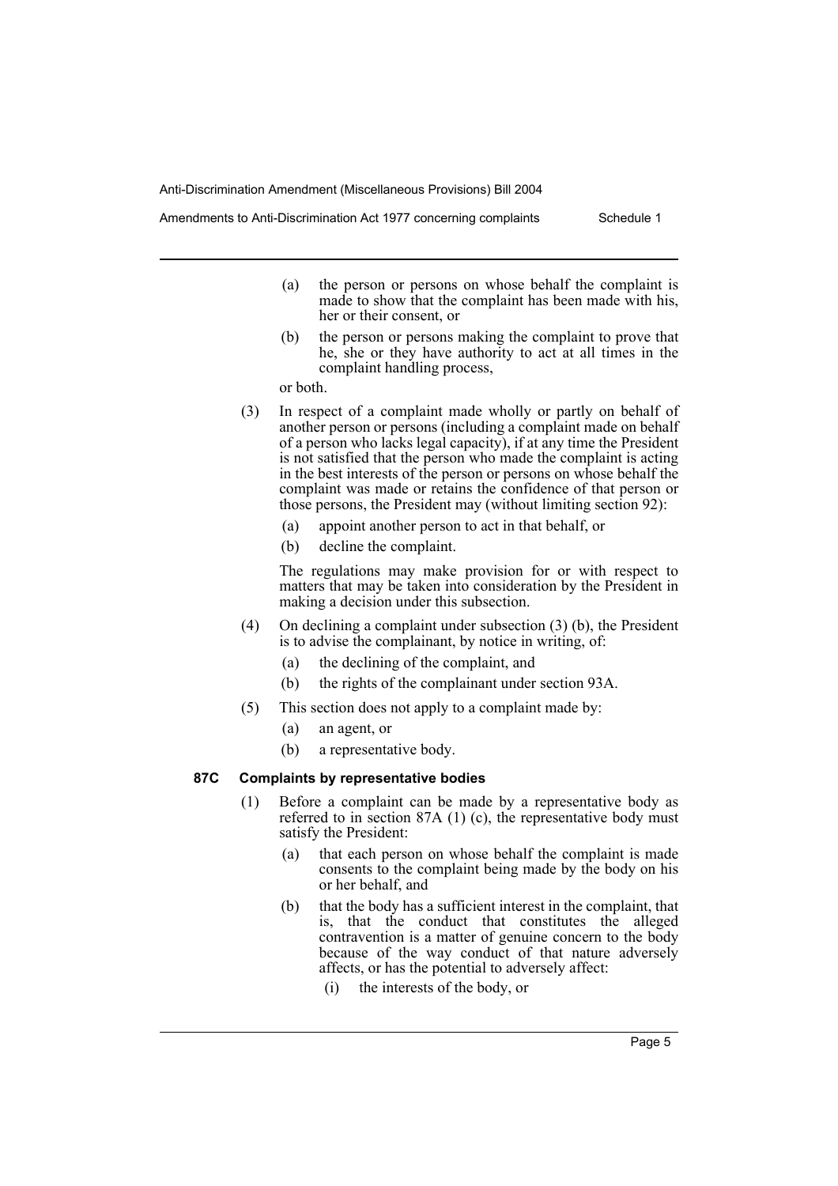(a) the person or persons on whose behalf the complaint is made to show that the complaint has been made with his, her or their consent, or

(b) the person or persons making the complaint to prove that he, she or they have authority to act at all times in the complaint handling process,

or both.

(3) In respect of a complaint made wholly or partly on behalf of another person or persons (including a complaint made on behalf of a person who lacks legal capacity), if at any time the President is not satisfied that the person who made the complaint is acting in the best interests of the person or persons on whose behalf the complaint was made or retains the confidence of that person or those persons, the President may (without limiting section 92):

(a) appoint another person to act in that behalf, or

(b) decline the complaint.

The regulations may make provision for or with respect to matters that may be taken into consideration by the President in making a decision under this subsection.

(4) On declining a complaint under subsection (3) (b), the President is to advise the complainant, by notice in writing, of:

(a) the declining of the complaint, and

(b) the rights of the complainant under section 93A.

(5) This section does not apply to a complaint made by:

(a) an agent, or

(b) a representative body.

**87C Complaints by representative bodies**

(1) Before a complaint can be made by a representative body as referred to in section 87A (1) (c), the representative body must satisfy the President:

(a) that each person on whose behalf the complaint is made consents to the complaint being made by the body on his or her behalf, and

(b) that the body has a sufficient interest in the complaint, that is, that the conduct that constitutes the alleged contravention is a matter of genuine concern to the body because of the way conduct of that nature adversely affects, or has the potential to adversely affect:

(i) the interests of the body, or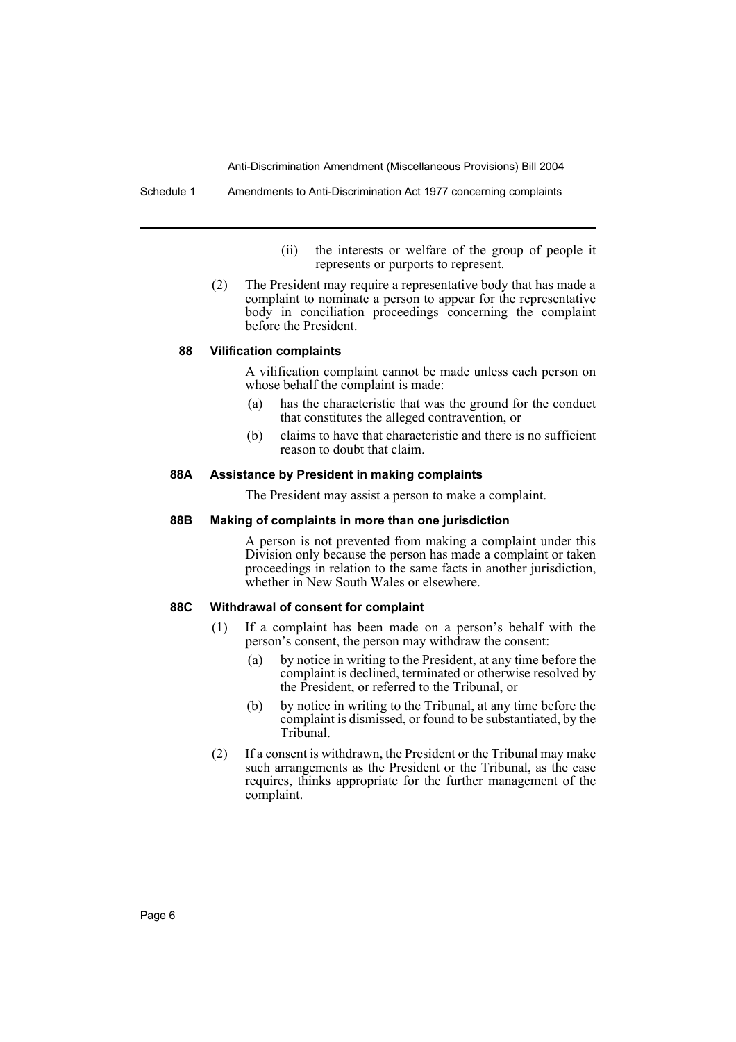(ii) the interests or welfare of the group of people it represents or purports to represent.

(2) The President may require a representative body that has made a complaint to nominate a person to appear for the representative body in conciliation proceedings concerning the complaint before the President.

#### 88 Vilification complaints

A vilification complaint cannot be made unless each person on whose behalf the complaint is made:

(a) has the characteristic that was the ground for the conduct that constitutes the alleged contravention, or

(b) claims to have that characteristic and there is no sufficient reason to doubt that claim.

#### 88A Assistance by President in making complaints

The President may assist a person to make a complaint.

#### 88B Making of complaints in more than one jurisdiction

A person is not prevented from making a complaint under this Division only because the person has made a complaint or taken proceedings in relation to the same facts in another jurisdiction, whether in New South Wales or elsewhere.

#### 88C Withdrawal of consent for complaint

(1) If a complaint has been made on a person's behalf with the person's consent, the person may withdraw the consent:

(a) by notice in writing to the President, at any time before the complaint is declined, terminated or otherwise resolved by the President, or referred to the Tribunal, or

(b) by notice in writing to the Tribunal, at any time before the complaint is dismissed, or found to be substantiated, by the Tribunal.

(2) If a consent is withdrawn, the President or the Tribunal may make such arrangements as the President or the Tribunal, as the case requires, thinks appropriate for the further management of the complaint.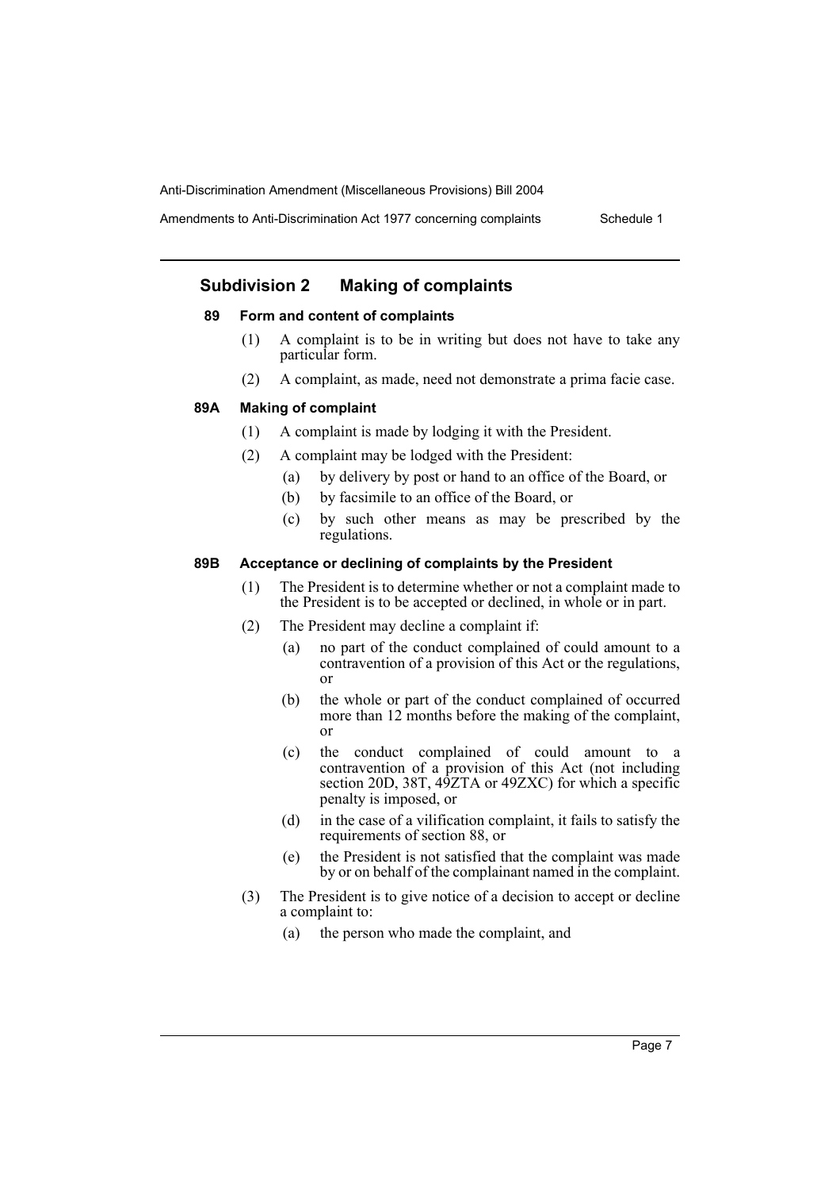## Subdivision 2 Making of complaints

### 89 Form and content of complaints

(1) A complaint is to be in writing but does not have to take any particular form.

(2) A complaint, as made, need not demonstrate a prima facie case.

### 89A Making of complaint

(1) A complaint is made by lodging it with the President.

(2) A complaint may be lodged with the President:

- (a) by delivery by post or hand to an office of the Board, or
- (b) by facsimile to an office of the Board, or
- (c) by such other means as may be prescribed by the regulations.

### 89B Acceptance or declining of complaints by the President

(1) The President is to determine whether or not a complaint made to the President is to be accepted or declined, in whole or in part.

(2) The President may decline a complaint if:

- (a) no part of the conduct complained of could amount to a contravention of a provision of this Act or the regulations, or
- (b) the whole or part of the conduct complained of occurred more than 12 months before the making of the complaint, or
- (c) the conduct complained of could amount to a contravention of a provision of this Act (not including section 20D, 38T, 49ZTA or 49ZXC) for which a specific penalty is imposed, or
- (d) in the case of a vilification complaint, it fails to satisfy the requirements of section 88, or
- (e) the President is not satisfied that the complaint was made by or on behalf of the complainant named in the complaint.

(3) The President is to give notice of a decision to accept or decline a complaint to:

- (a) the person who made the complaint, and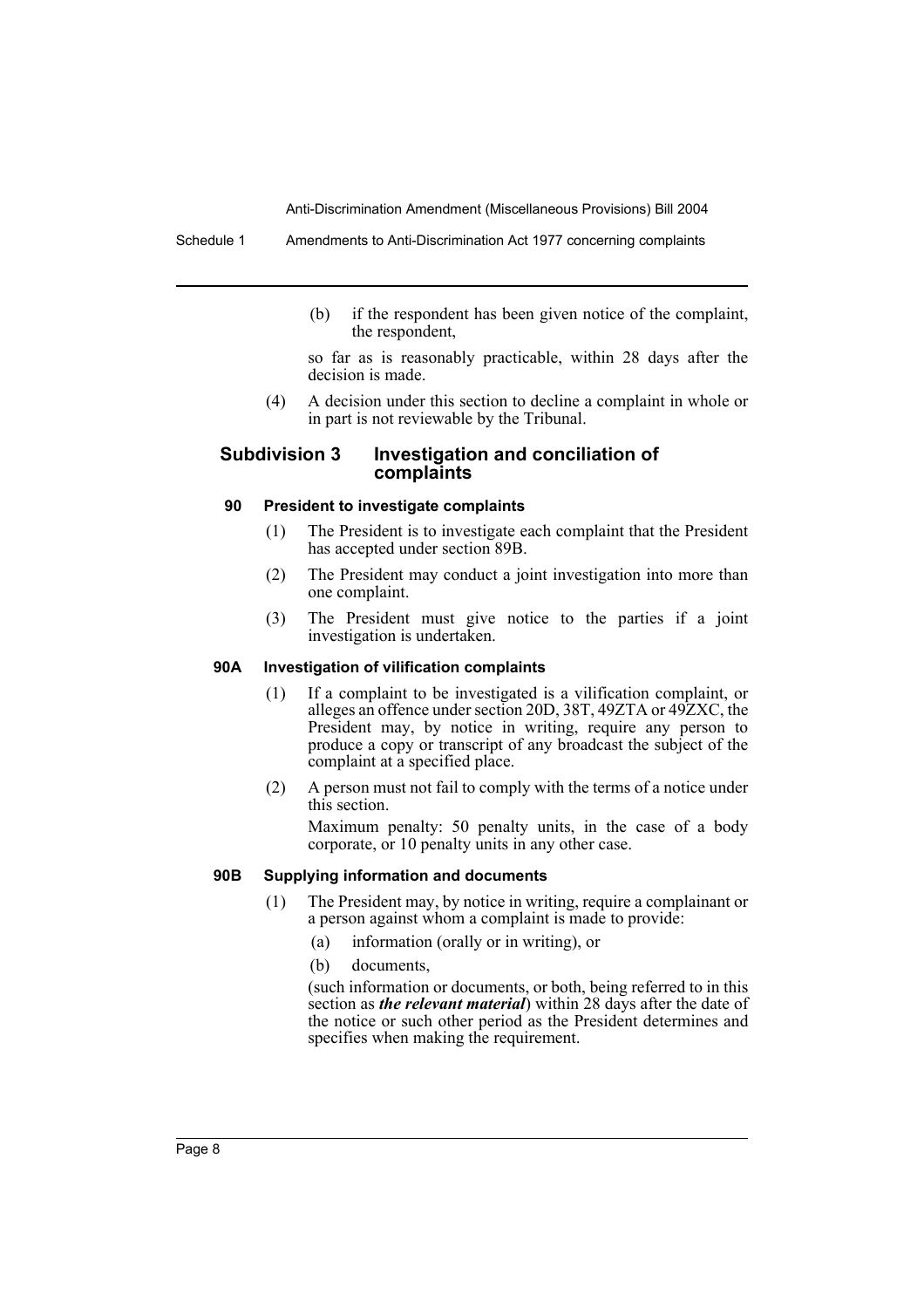(b) if the respondent has been given notice of the complaint, the respondent,

so far as is reasonably practicable, within 28 days after the decision is made.

(4) A decision under this section to decline a complaint in whole or in part is not reviewable by the Tribunal.

## Subdivision 3 Investigation and conciliation of complaints

#### 90 President to investigate complaints

(1) The President is to investigate each complaint that the President has accepted under section 89B.

(2) The President may conduct a joint investigation into more than one complaint.

(3) The President must give notice to the parties if a joint investigation is undertaken.

#### 90A Investigation of vilification complaints

(1) If a complaint to be investigated is a vilification complaint, or alleges an offence under section 20D, 38T, 49ZTA or 49ZXC, the President may, by notice in writing, require any person to produce a copy or transcript of any broadcast the subject of the complaint at a specified place.

(2) A person must not fail to comply with the terms of a notice under this section.

Maximum penalty: 50 penalty units, in the case of a body corporate, or 10 penalty units in any other case.

#### 90B Supplying information and documents

(1) The President may, by notice in writing, require a complainant or a person against whom a complaint is made to provide:

(a) information (orally or in writing), or

(b) documents,

(such information or documents, or both, being referred to in this section as ***the relevant material***) within 28 days after the date of the notice or such other period as the President determines and specifies when making the requirement.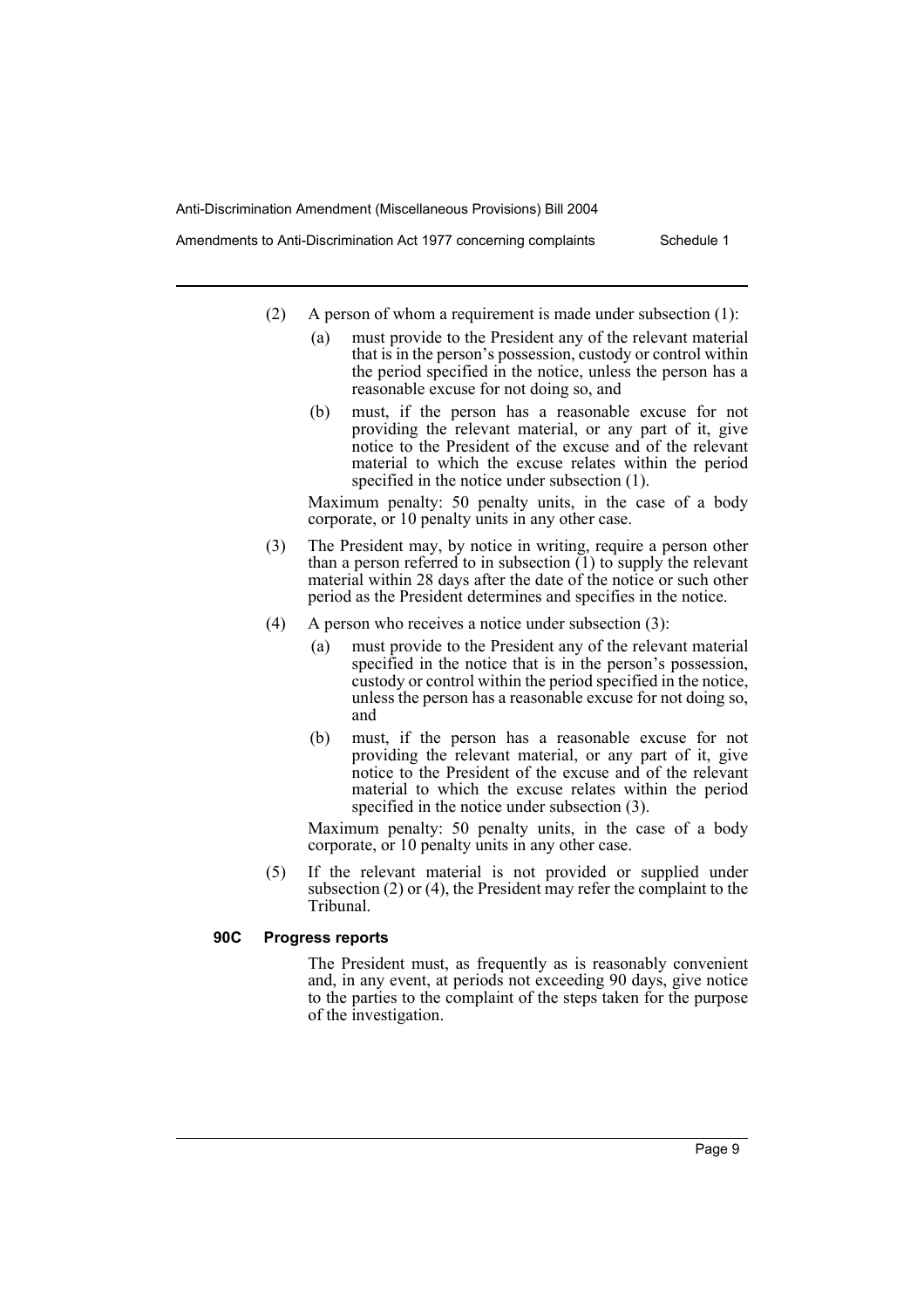(2) A person of whom a requirement is made under subsection (1):

(a) must provide to the President any of the relevant material that is in the person's possession, custody or control within the period specified in the notice, unless the person has a reasonable excuse for not doing so, and

(b) must, if the person has a reasonable excuse for not providing the relevant material, or any part of it, give notice to the President of the excuse and of the relevant material to which the excuse relates within the period specified in the notice under subsection (1).

Maximum penalty: 50 penalty units, in the case of a body corporate, or 10 penalty units in any other case.

(3) The President may, by notice in writing, require a person other than a person referred to in subsection (1) to supply the relevant material within 28 days after the date of the notice or such other period as the President determines and specifies in the notice.

(4) A person who receives a notice under subsection (3):

(a) must provide to the President any of the relevant material specified in the notice that is in the person's possession, custody or control within the period specified in the notice, unless the person has a reasonable excuse for not doing so, and

(b) must, if the person has a reasonable excuse for not providing the relevant material, or any part of it, give notice to the President of the excuse and of the relevant material to which the excuse relates within the period specified in the notice under subsection (3).

Maximum penalty: 50 penalty units, in the case of a body corporate, or 10 penalty units in any other case.

(5) If the relevant material is not provided or supplied under subsection (2) or (4), the President may refer the complaint to the Tribunal.

**90C Progress reports**

The President must, as frequently as is reasonably convenient and, in any event, at periods not exceeding 90 days, give notice to the parties to the complaint of the steps taken for the purpose of the investigation.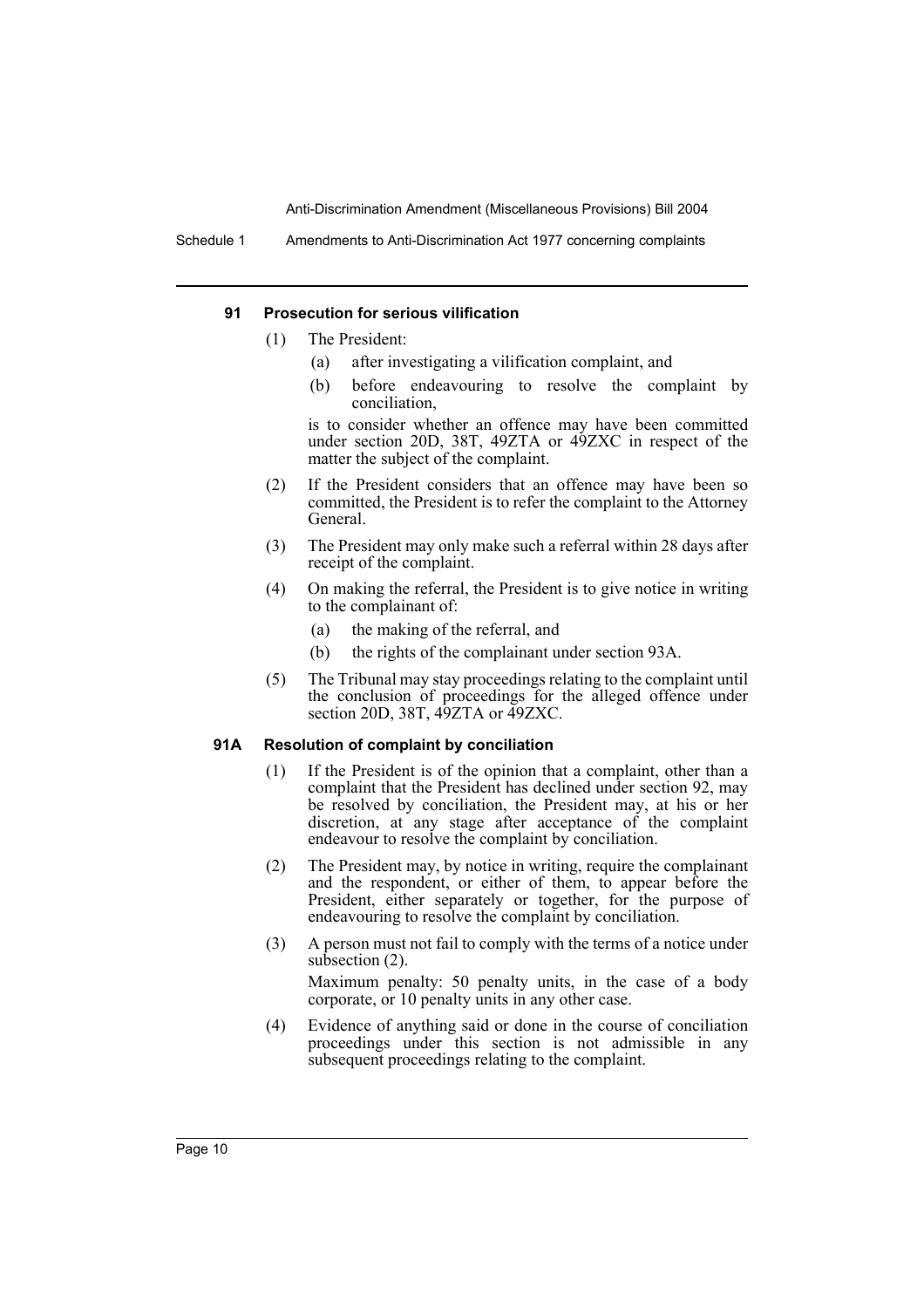#### 91 Prosecution for serious vilification

(1) The President:

(a) after investigating a vilification complaint, and

(b) before endeavouring to resolve the complaint by conciliation,

is to consider whether an offence may have been committed under section 20D, 38T, 49ZTA or 49ZXC in respect of the matter the subject of the complaint.

(2) If the President considers that an offence may have been so committed, the President is to refer the complaint to the Attorney General.

(3) The President may only make such a referral within 28 days after receipt of the complaint.

(4) On making the referral, the President is to give notice in writing to the complainant of:

(a) the making of the referral, and

(b) the rights of the complainant under section 93A.

(5) The Tribunal may stay proceedings relating to the complaint until the conclusion of proceedings for the alleged offence under section 20D, 38T, 49ZTA or 49ZXC.

#### 91A Resolution of complaint by conciliation

(1) If the President is of the opinion that a complaint, other than a complaint that the President has declined under section 92, may be resolved by conciliation, the President may, at his or her discretion, at any stage after acceptance of the complaint endeavour to resolve the complaint by conciliation.

(2) The President may, by notice in writing, require the complainant and the respondent, or either of them, to appear before the President, either separately or together, for the purpose of endeavouring to resolve the complaint by conciliation.

(3) A person must not fail to comply with the terms of a notice under subsection (2).

Maximum penalty: 50 penalty units, in the case of a body corporate, or 10 penalty units in any other case.

(4) Evidence of anything said or done in the course of conciliation proceedings under this section is not admissible in any subsequent proceedings relating to the complaint.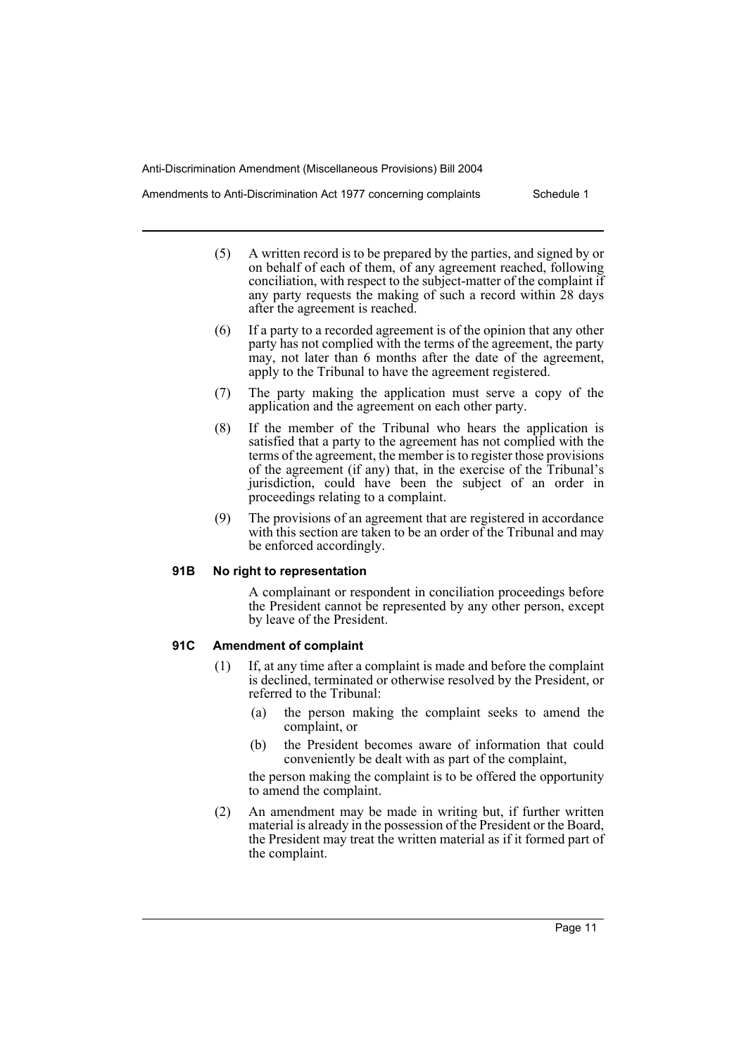(5) A written record is to be prepared by the parties, and signed by or on behalf of each of them, of any agreement reached, following conciliation, with respect to the subject-matter of the complaint if any party requests the making of such a record within 28 days after the agreement is reached.

(6) If a party to a recorded agreement is of the opinion that any other party has not complied with the terms of the agreement, the party may, not later than 6 months after the date of the agreement, apply to the Tribunal to have the agreement registered.

(7) The party making the application must serve a copy of the application and the agreement on each other party.

(8) If the member of the Tribunal who hears the application is satisfied that a party to the agreement has not complied with the terms of the agreement, the member is to register those provisions of the agreement (if any) that, in the exercise of the Tribunal's jurisdiction, could have been the subject of an order in proceedings relating to a complaint.

(9) The provisions of an agreement that are registered in accordance with this section are taken to be an order of the Tribunal and may be enforced accordingly.

### 91B No right to representation

A complainant or respondent in conciliation proceedings before the President cannot be represented by any other person, except by leave of the President.

### 91C Amendment of complaint

(1) If, at any time after a complaint is made and before the complaint is declined, terminated or otherwise resolved by the President, or referred to the Tribunal:

(a) the person making the complaint seeks to amend the complaint, or

(b) the President becomes aware of information that could conveniently be dealt with as part of the complaint,

the person making the complaint is to be offered the opportunity to amend the complaint.

(2) An amendment may be made in writing but, if further written material is already in the possession of the President or the Board, the President may treat the written material as if it formed part of the complaint.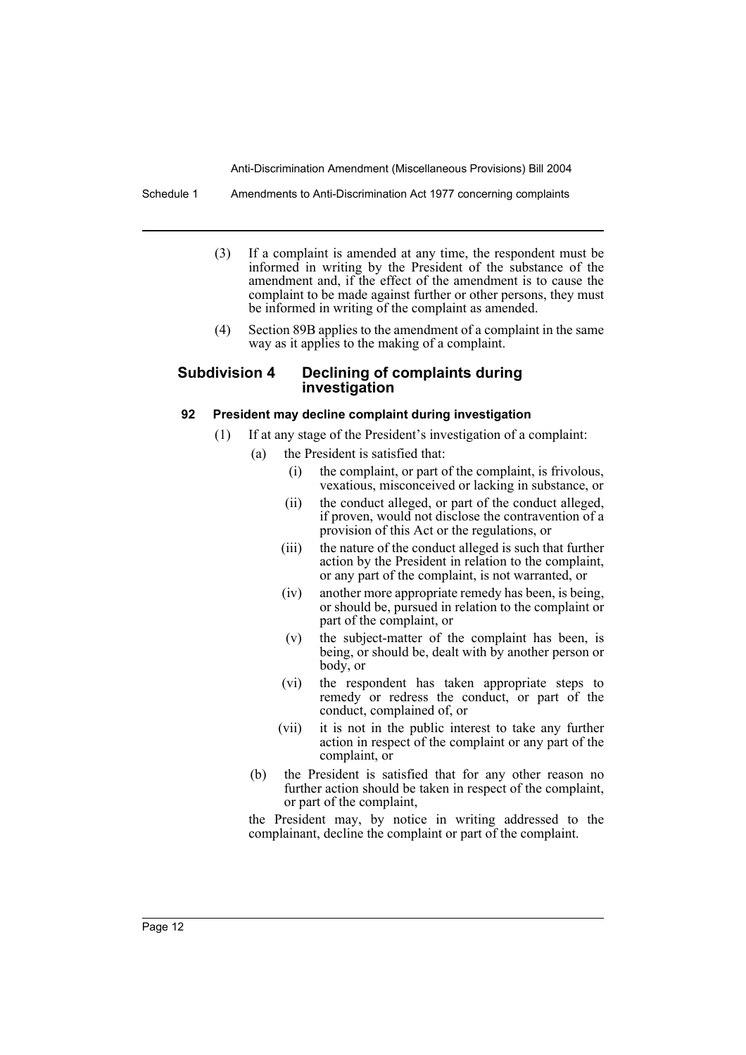(3) If a complaint is amended at any time, the respondent must be informed in writing by the President of the substance of the amendment and, if the effect of the amendment is to cause the complaint to be made against further or other persons, they must be informed in writing of the complaint as amended.

(4) Section 89B applies to the amendment of a complaint in the same way as it applies to the making of a complaint.

## Subdivision 4 Declining of complaints during investigation

### 92 President may decline complaint during investigation

(1) If at any stage of the President's investigation of a complaint:

- (a) the President is satisfied that:
  - (i) the complaint, or part of the complaint, is frivolous, vexatious, misconceived or lacking in substance, or
  - (ii) the conduct alleged, or part of the conduct alleged, if proven, would not disclose the contravention of a provision of this Act or the regulations, or
  - (iii) the nature of the conduct alleged is such that further action by the President in relation to the complaint, or any part of the complaint, is not warranted, or
  - (iv) another more appropriate remedy has been, is being, or should be, pursued in relation to the complaint or part of the complaint, or
  - (v) the subject-matter of the complaint has been, is being, or should be, dealt with by another person or body, or
  - (vi) the respondent has taken appropriate steps to remedy or redress the conduct, or part of the conduct, complained of, or
  - (vii) it is not in the public interest to take any further action in respect of the complaint or any part of the complaint, or
- (b) the President is satisfied that for any other reason no further action should be taken in respect of the complaint, or part of the complaint,

the President may, by notice in writing addressed to the complainant, decline the complaint or part of the complaint.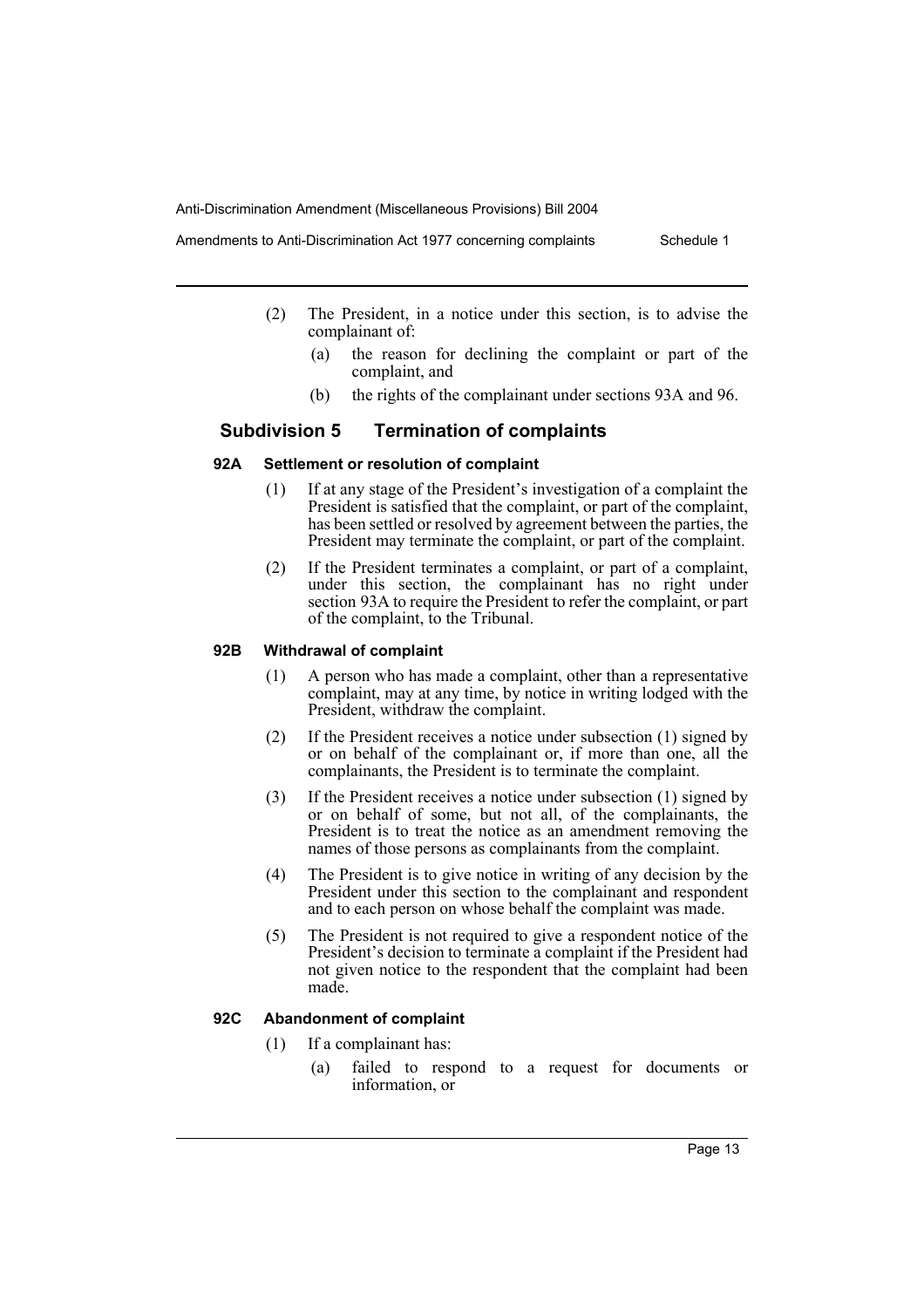(2) The President, in a notice under this section, is to advise the complainant of:

(a) the reason for declining the complaint or part of the complaint, and

(b) the rights of the complainant under sections 93A and 96.

## Subdivision 5 Termination of complaints

### 92A Settlement or resolution of complaint

(1) If at any stage of the President's investigation of a complaint the President is satisfied that the complaint, or part of the complaint, has been settled or resolved by agreement between the parties, the President may terminate the complaint, or part of the complaint.

(2) If the President terminates a complaint, or part of a complaint, under this section, the complainant has no right under section 93A to require the President to refer the complaint, or part of the complaint, to the Tribunal.

### 92B Withdrawal of complaint

(1) A person who has made a complaint, other than a representative complaint, may at any time, by notice in writing lodged with the President, withdraw the complaint.

(2) If the President receives a notice under subsection (1) signed by or on behalf of the complainant or, if more than one, all the complainants, the President is to terminate the complaint.

(3) If the President receives a notice under subsection (1) signed by or on behalf of some, but not all, of the complainants, the President is to treat the notice as an amendment removing the names of those persons as complainants from the complaint.

(4) The President is to give notice in writing of any decision by the President under this section to the complainant and respondent and to each person on whose behalf the complaint was made.

(5) The President is not required to give a respondent notice of the President's decision to terminate a complaint if the President had not given notice to the respondent that the complaint had been made.

### 92C Abandonment of complaint

(1) If a complainant has:

(a) failed to respond to a request for documents or information, or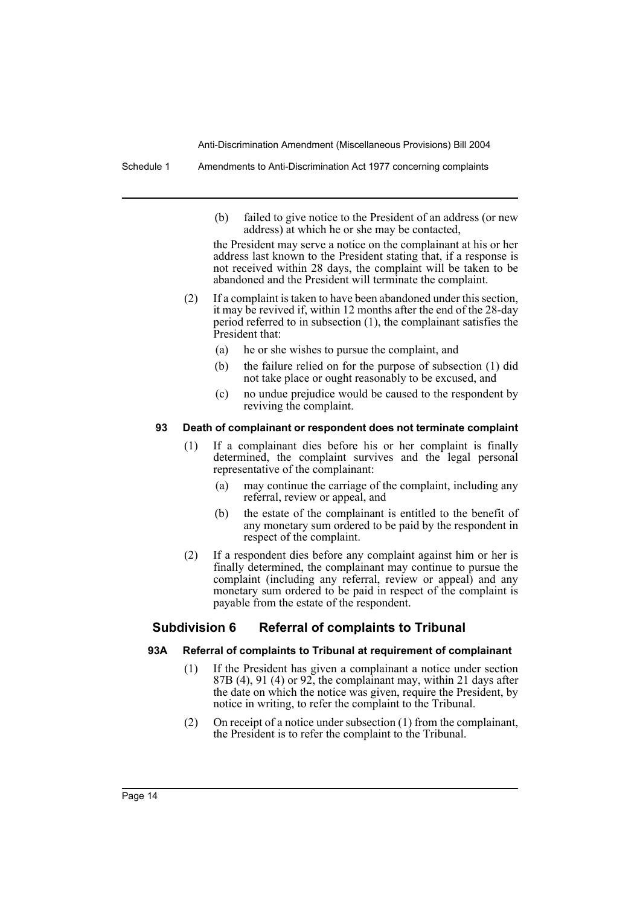(b) failed to give notice to the President of an address (or new address) at which he or she may be contacted,

the President may serve a notice on the complainant at his or her address last known to the President stating that, if a response is not received within 28 days, the complaint will be taken to be abandoned and the President will terminate the complaint.

(2) If a complaint is taken to have been abandoned under this section, it may be revived if, within 12 months after the end of the 28-day period referred to in subsection (1), the complainant satisfies the President that:

(a) he or she wishes to pursue the complaint, and

(b) the failure relied on for the purpose of subsection (1) did not take place or ought reasonably to be excused, and

(c) no undue prejudice would be caused to the respondent by reviving the complaint.

#### 93 Death of complainant or respondent does not terminate complaint

(1) If a complainant dies before his or her complaint is finally determined, the complaint survives and the legal personal representative of the complainant:

(a) may continue the carriage of the complaint, including any referral, review or appeal, and

(b) the estate of the complainant is entitled to the benefit of any monetary sum ordered to be paid by the respondent in respect of the complaint.

(2) If a respondent dies before any complaint against him or her is finally determined, the complainant may continue to pursue the complaint (including any referral, review or appeal) and any monetary sum ordered to be paid in respect of the complaint is payable from the estate of the respondent.

### Subdivision 6 Referral of complaints to Tribunal

#### 93A Referral of complaints to Tribunal at requirement of complainant

(1) If the President has given a complainant a notice under section 87B (4), 91 (4) or 92, the complainant may, within 21 days after the date on which the notice was given, require the President, by notice in writing, to refer the complaint to the Tribunal.

(2) On receipt of a notice under subsection (1) from the complainant, the President is to refer the complaint to the Tribunal.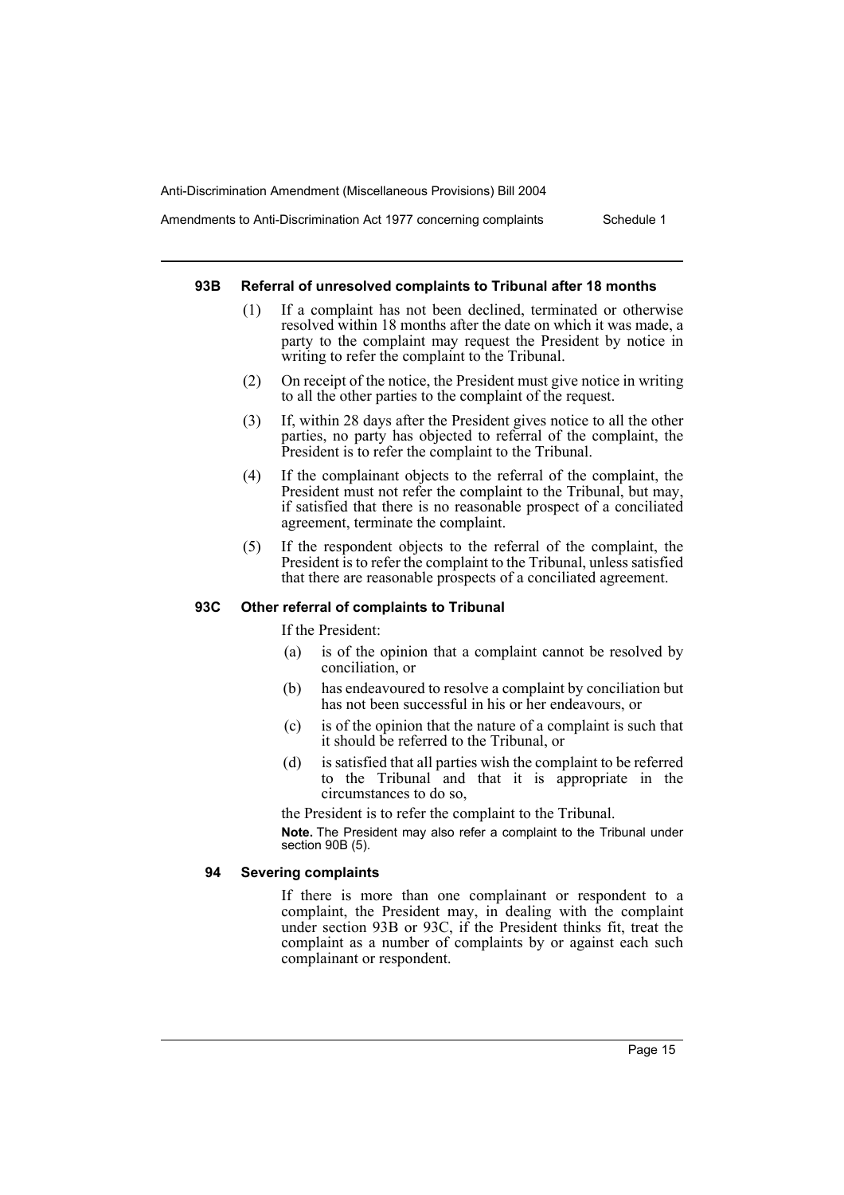#### 93B Referral of unresolved complaints to Tribunal after 18 months

(1) If a complaint has not been declined, terminated or otherwise resolved within 18 months after the date on which it was made, a party to the complaint may request the President by notice in writing to refer the complaint to the Tribunal.

(2) On receipt of the notice, the President must give notice in writing to all the other parties to the complaint of the request.

(3) If, within 28 days after the President gives notice to all the other parties, no party has objected to referral of the complaint, the President is to refer the complaint to the Tribunal.

(4) If the complainant objects to the referral of the complaint, the President must not refer the complaint to the Tribunal, but may, if satisfied that there is no reasonable prospect of a conciliated agreement, terminate the complaint.

(5) If the respondent objects to the referral of the complaint, the President is to refer the complaint to the Tribunal, unless satisfied that there are reasonable prospects of a conciliated agreement.

#### 93C Other referral of complaints to Tribunal

If the President:

(a) is of the opinion that a complaint cannot be resolved by conciliation, or

(b) has endeavoured to resolve a complaint by conciliation but has not been successful in his or her endeavours, or

(c) is of the opinion that the nature of a complaint is such that it should be referred to the Tribunal, or

(d) is satisfied that all parties wish the complaint to be referred to the Tribunal and that it is appropriate in the circumstances to do so,

the President is to refer the complaint to the Tribunal.

**Note.** The President may also refer a complaint to the Tribunal under section 90B (5).

#### 94 Severing complaints

If there is more than one complainant or respondent to a complaint, the President may, in dealing with the complaint under section 93B or 93C, if the President thinks fit, treat the complaint as a number of complaints by or against each such complainant or respondent.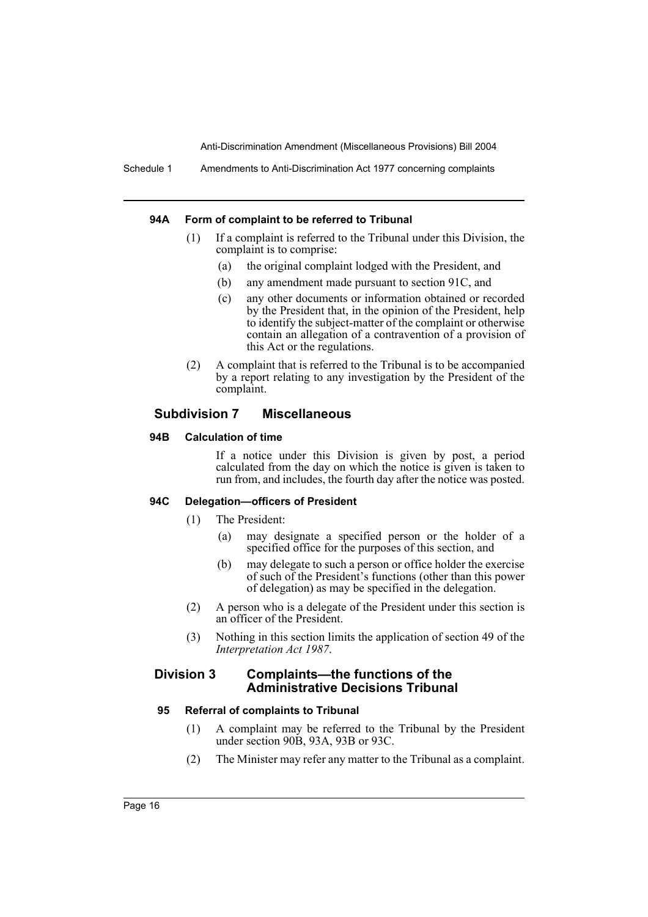#### 94A Form of complaint to be referred to Tribunal

(1) If a complaint is referred to the Tribunal under this Division, the complaint is to comprise:

- (a) the original complaint lodged with the President, and
- (b) any amendment made pursuant to section 91C, and
- (c) any other documents or information obtained or recorded by the President that, in the opinion of the President, help to identify the subject-matter of the complaint or otherwise contain an allegation of a contravention of a provision of this Act or the regulations.

(2) A complaint that is referred to the Tribunal is to be accompanied by a report relating to any investigation by the President of the complaint.

### Subdivision 7 Miscellaneous

#### 94B Calculation of time

If a notice under this Division is given by post, a period calculated from the day on which the notice is given is taken to run from, and includes, the fourth day after the notice was posted.

#### 94C Delegation—officers of President

(1) The President:

- (a) may designate a specified person or the holder of a specified office for the purposes of this section, and
- (b) may delegate to such a person or office holder the exercise of such of the President's functions (other than this power of delegation) as may be specified in the delegation.

(2) A person who is a delegate of the President under this section is an officer of the President.

(3) Nothing in this section limits the application of section 49 of the *Interpretation Act 1987*.

### Division 3 Complaints—the functions of the Administrative Decisions Tribunal

#### 95 Referral of complaints to Tribunal

(1) A complaint may be referred to the Tribunal by the President under section 90B, 93A, 93B or 93C.

(2) The Minister may refer any matter to the Tribunal as a complaint.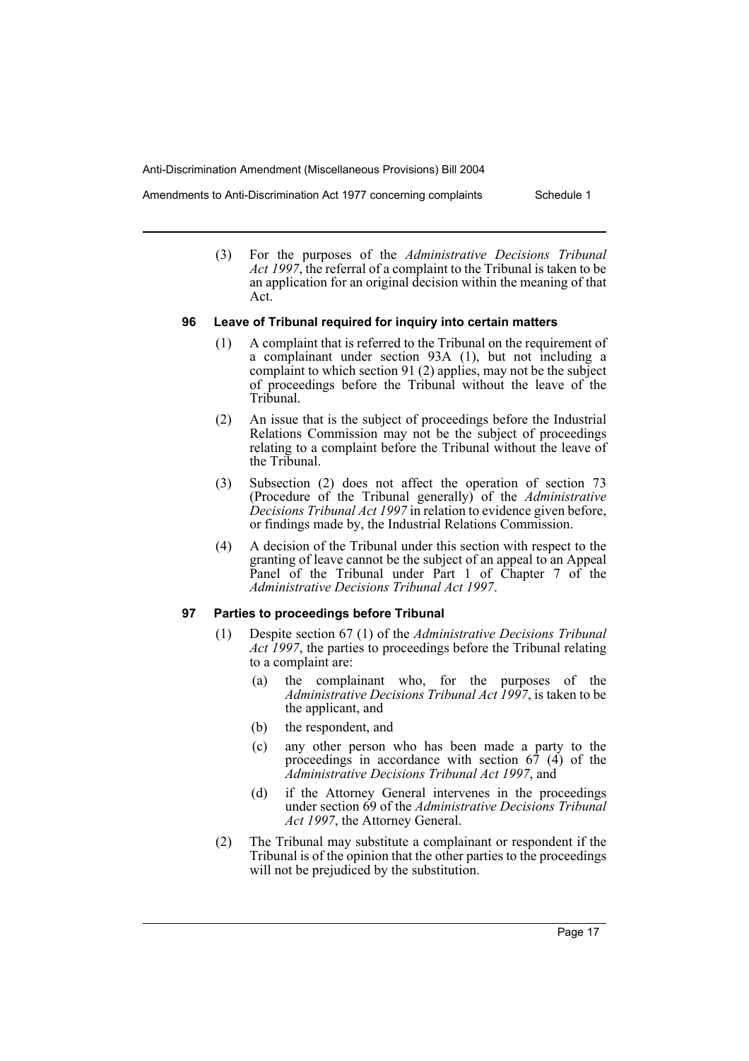(3) For the purposes of the *Administrative Decisions Tribunal Act 1997*, the referral of a complaint to the Tribunal is taken to be an application for an original decision within the meaning of that Act.

### 96 Leave of Tribunal required for inquiry into certain matters

(1) A complaint that is referred to the Tribunal on the requirement of a complainant under section 93A (1), but not including a complaint to which section 91 (2) applies, may not be the subject of proceedings before the Tribunal without the leave of the Tribunal.

(2) An issue that is the subject of proceedings before the Industrial Relations Commission may not be the subject of proceedings relating to a complaint before the Tribunal without the leave of the Tribunal.

(3) Subsection (2) does not affect the operation of section 73 (Procedure of the Tribunal generally) of the *Administrative Decisions Tribunal Act 1997* in relation to evidence given before, or findings made by, the Industrial Relations Commission.

(4) A decision of the Tribunal under this section with respect to the granting of leave cannot be the subject of an appeal to an Appeal Panel of the Tribunal under Part 1 of Chapter 7 of the *Administrative Decisions Tribunal Act 1997*.

### 97 Parties to proceedings before Tribunal

(1) Despite section 67 (1) of the *Administrative Decisions Tribunal Act 1997*, the parties to proceedings before the Tribunal relating to a complaint are:

- (a) the complainant who, for the purposes of the *Administrative Decisions Tribunal Act 1997*, is taken to be the applicant, and
- (b) the respondent, and
- (c) any other person who has been made a party to the proceedings in accordance with section 67 (4) of the *Administrative Decisions Tribunal Act 1997*, and
- (d) if the Attorney General intervenes in the proceedings under section 69 of the *Administrative Decisions Tribunal Act 1997*, the Attorney General.

(2) The Tribunal may substitute a complainant or respondent if the Tribunal is of the opinion that the other parties to the proceedings will not be prejudiced by the substitution.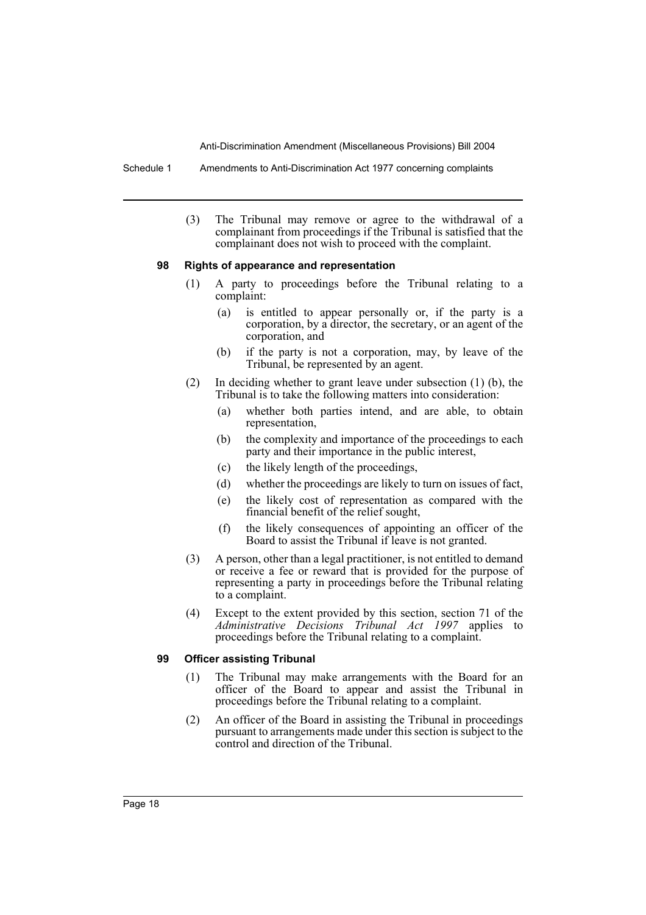(3) The Tribunal may remove or agree to the withdrawal of a complainant from proceedings if the Tribunal is satisfied that the complainant does not wish to proceed with the complaint.

#### 98 Rights of appearance and representation

(1) A party to proceedings before the Tribunal relating to a complaint:

- (a) is entitled to appear personally or, if the party is a corporation, by a director, the secretary, or an agent of the corporation, and
- (b) if the party is not a corporation, may, by leave of the Tribunal, be represented by an agent.

(2) In deciding whether to grant leave under subsection (1) (b), the Tribunal is to take the following matters into consideration:

- (a) whether both parties intend, and are able, to obtain representation,
- (b) the complexity and importance of the proceedings to each party and their importance in the public interest,
- (c) the likely length of the proceedings,
- (d) whether the proceedings are likely to turn on issues of fact,
- (e) the likely cost of representation as compared with the financial benefit of the relief sought,
- (f) the likely consequences of appointing an officer of the Board to assist the Tribunal if leave is not granted.

(3) A person, other than a legal practitioner, is not entitled to demand or receive a fee or reward that is provided for the purpose of representing a party in proceedings before the Tribunal relating to a complaint.

(4) Except to the extent provided by this section, section 71 of the *Administrative Decisions Tribunal Act 1997* applies to proceedings before the Tribunal relating to a complaint.

#### 99 Officer assisting Tribunal

(1) The Tribunal may make arrangements with the Board for an officer of the Board to appear and assist the Tribunal in proceedings before the Tribunal relating to a complaint.

(2) An officer of the Board in assisting the Tribunal in proceedings pursuant to arrangements made under this section is subject to the control and direction of the Tribunal.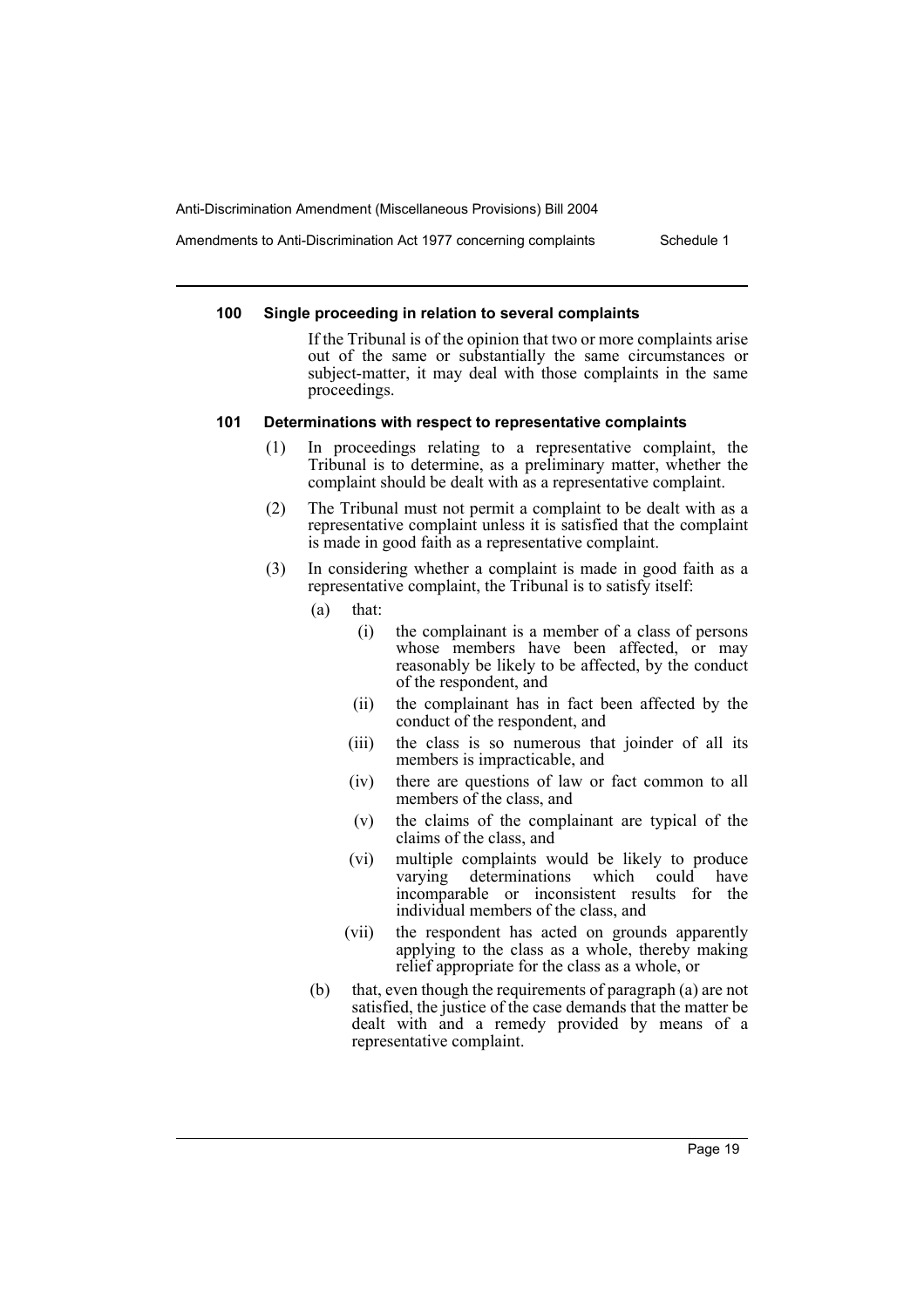### 100 Single proceeding in relation to several complaints

If the Tribunal is of the opinion that two or more complaints arise out of the same or substantially the same circumstances or subject-matter, it may deal with those complaints in the same proceedings.

### 101 Determinations with respect to representative complaints

(1) In proceedings relating to a representative complaint, the Tribunal is to determine, as a preliminary matter, whether the complaint should be dealt with as a representative complaint.

(2) The Tribunal must not permit a complaint to be dealt with as a representative complaint unless it is satisfied that the complaint is made in good faith as a representative complaint.

(3) In considering whether a complaint is made in good faith as a representative complaint, the Tribunal is to satisfy itself:

- (a) that:
  - (i) the complainant is a member of a class of persons whose members have been affected, or may reasonably be likely to be affected, by the conduct of the respondent, and
  - (ii) the complainant has in fact been affected by the conduct of the respondent, and
  - (iii) the class is so numerous that joinder of all its members is impracticable, and
  - (iv) there are questions of law or fact common to all members of the class, and
  - (v) the claims of the complainant are typical of the claims of the class, and
  - (vi) multiple complaints would be likely to produce varying determinations which could have incomparable or inconsistent results for the individual members of the class, and
  - (vii) the respondent has acted on grounds apparently applying to the class as a whole, thereby making relief appropriate for the class as a whole, or
- (b) that, even though the requirements of paragraph (a) are not satisfied, the justice of the case demands that the matter be dealt with and a remedy provided by means of a representative complaint.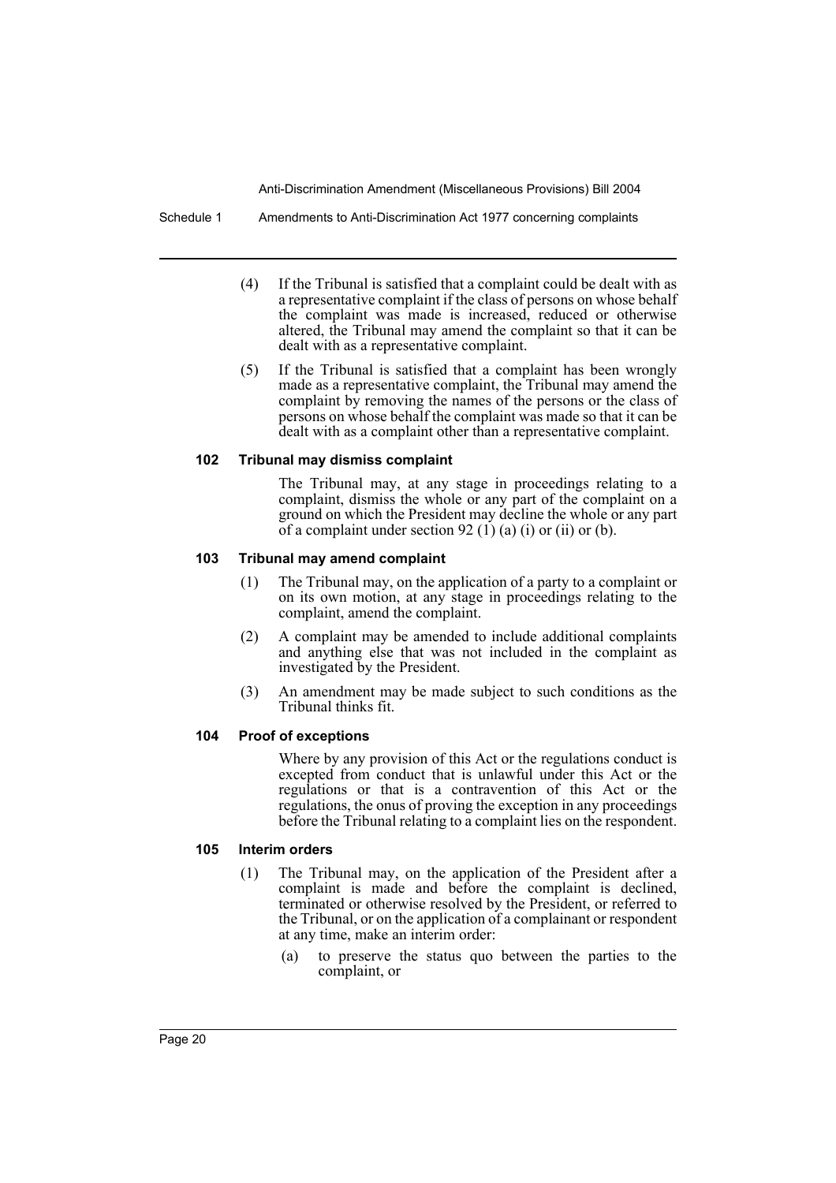(4) If the Tribunal is satisfied that a complaint could be dealt with as a representative complaint if the class of persons on whose behalf the complaint was made is increased, reduced or otherwise altered, the Tribunal may amend the complaint so that it can be dealt with as a representative complaint.

(5) If the Tribunal is satisfied that a complaint has been wrongly made as a representative complaint, the Tribunal may amend the complaint by removing the names of the persons or the class of persons on whose behalf the complaint was made so that it can be dealt with as a complaint other than a representative complaint.

#### 102 Tribunal may dismiss complaint

The Tribunal may, at any stage in proceedings relating to a complaint, dismiss the whole or any part of the complaint on a ground on which the President may decline the whole or any part of a complaint under section 92 (1) (a) (i) or (ii) or (b).

#### 103 Tribunal may amend complaint

(1) The Tribunal may, on the application of a party to a complaint or on its own motion, at any stage in proceedings relating to the complaint, amend the complaint.

(2) A complaint may be amended to include additional complaints and anything else that was not included in the complaint as investigated by the President.

(3) An amendment may be made subject to such conditions as the Tribunal thinks fit.

#### 104 Proof of exceptions

Where by any provision of this Act or the regulations conduct is excepted from conduct that is unlawful under this Act or the regulations or that is a contravention of this Act or the regulations, the onus of proving the exception in any proceedings before the Tribunal relating to a complaint lies on the respondent.

#### 105 Interim orders

(1) The Tribunal may, on the application of the President after a complaint is made and before the complaint is declined, terminated or otherwise resolved by the President, or referred to the Tribunal, or on the application of a complainant or respondent at any time, make an interim order:

(a) to preserve the status quo between the parties to the complaint, or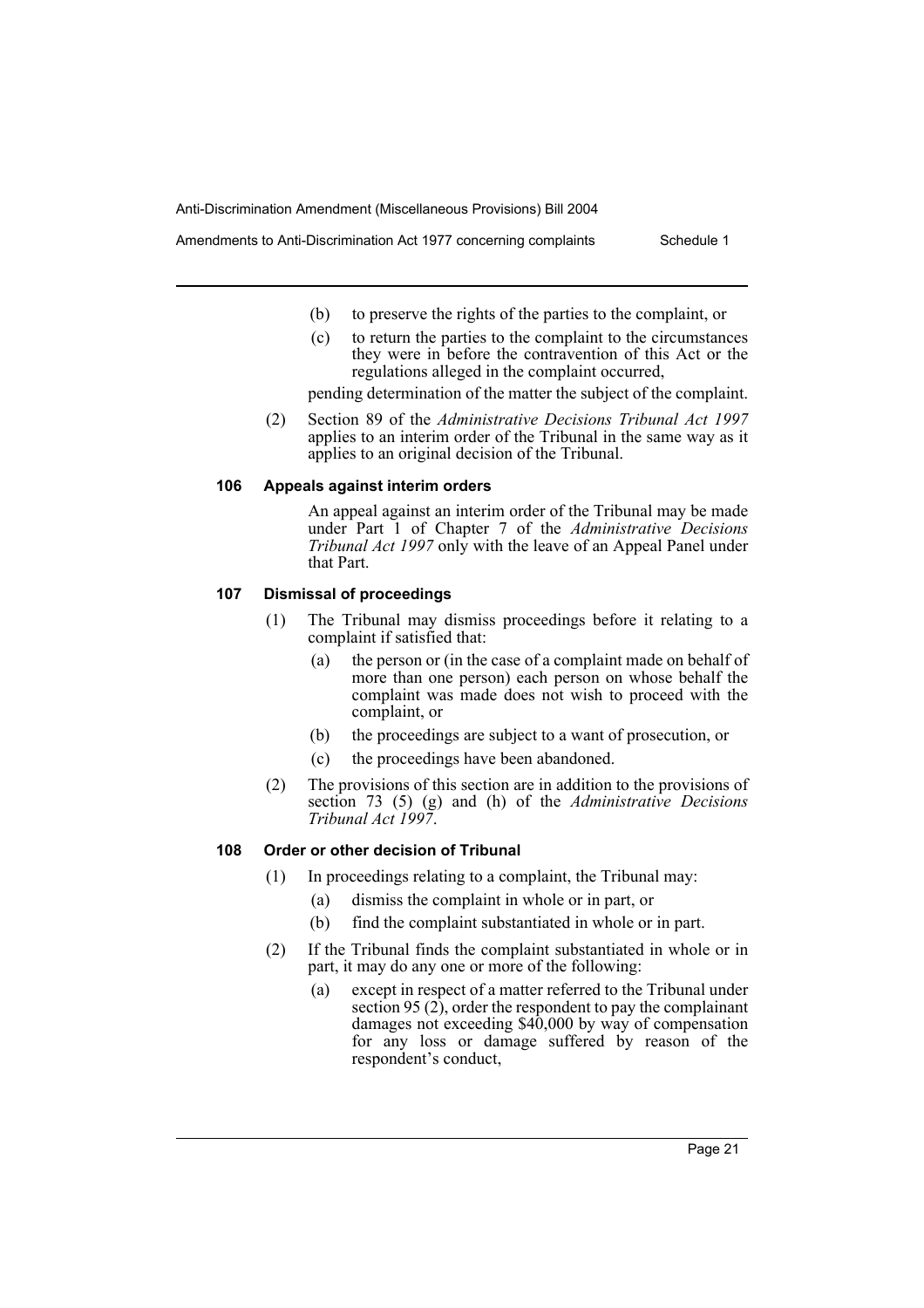(b) to preserve the rights of the parties to the complaint, or

(c) to return the parties to the complaint to the circumstances they were in before the contravention of this Act or the regulations alleged in the complaint occurred,

pending determination of the matter the subject of the complaint.

(2) Section 89 of the *Administrative Decisions Tribunal Act 1997* applies to an interim order of the Tribunal in the same way as it applies to an original decision of the Tribunal.

### 106 Appeals against interim orders

An appeal against an interim order of the Tribunal may be made under Part 1 of Chapter 7 of the *Administrative Decisions Tribunal Act 1997* only with the leave of an Appeal Panel under that Part.

### 107 Dismissal of proceedings

(1) The Tribunal may dismiss proceedings before it relating to a complaint if satisfied that:

(a) the person or (in the case of a complaint made on behalf of more than one person) each person on whose behalf the complaint was made does not wish to proceed with the complaint, or

(b) the proceedings are subject to a want of prosecution, or

(c) the proceedings have been abandoned.

(2) The provisions of this section are in addition to the provisions of section 73 (5) (g) and (h) of the *Administrative Decisions Tribunal Act 1997*.

### 108 Order or other decision of Tribunal

(1) In proceedings relating to a complaint, the Tribunal may:

(a) dismiss the complaint in whole or in part, or

(b) find the complaint substantiated in whole or in part.

(2) If the Tribunal finds the complaint substantiated in whole or in part, it may do any one or more of the following:

(a) except in respect of a matter referred to the Tribunal under section 95 (2), order the respondent to pay the complainant damages not exceeding $40,000 by way of compensation for any loss or damage suffered by reason of the respondent's conduct,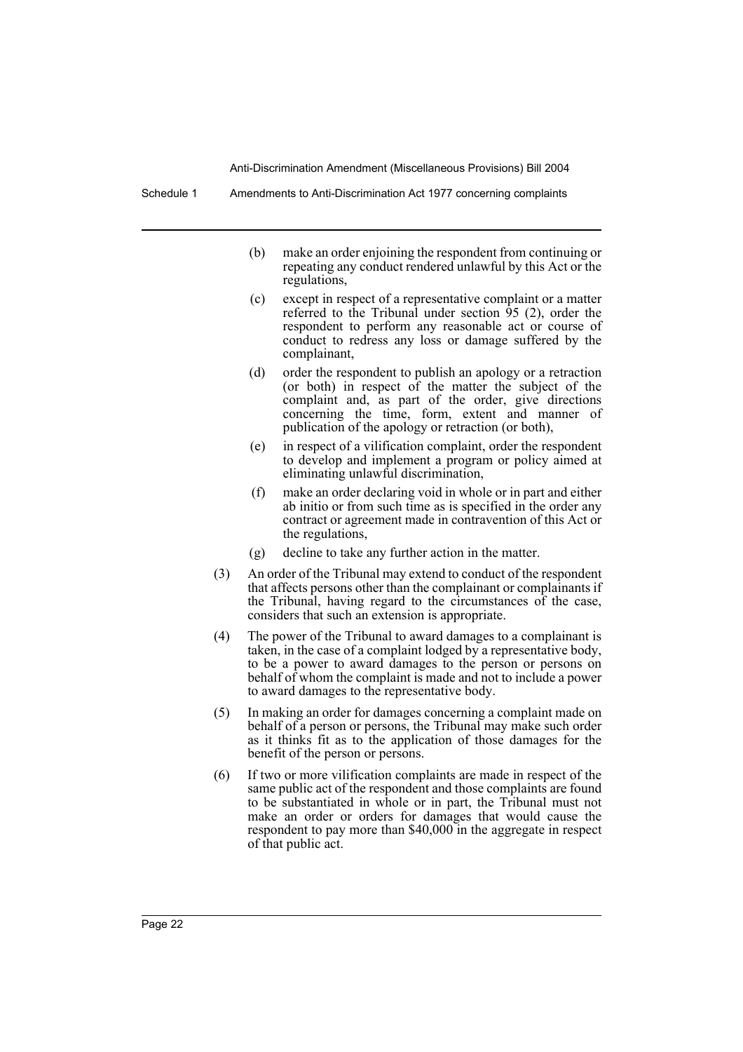(b) make an order enjoining the respondent from continuing or repeating any conduct rendered unlawful by this Act or the regulations,

(c) except in respect of a representative complaint or a matter referred to the Tribunal under section 95 (2), order the respondent to perform any reasonable act or course of conduct to redress any loss or damage suffered by the complainant,

(d) order the respondent to publish an apology or a retraction (or both) in respect of the matter the subject of the complaint and, as part of the order, give directions concerning the time, form, extent and manner of publication of the apology or retraction (or both),

(e) in respect of a vilification complaint, order the respondent to develop and implement a program or policy aimed at eliminating unlawful discrimination,

(f) make an order declaring void in whole or in part and either ab initio or from such time as is specified in the order any contract or agreement made in contravention of this Act or the regulations,

(g) decline to take any further action in the matter.

(3) An order of the Tribunal may extend to conduct of the respondent that affects persons other than the complainant or complainants if the Tribunal, having regard to the circumstances of the case, considers that such an extension is appropriate.

(4) The power of the Tribunal to award damages to a complainant is taken, in the case of a complaint lodged by a representative body, to be a power to award damages to the person or persons on behalf of whom the complaint is made and not to include a power to award damages to the representative body.

(5) In making an order for damages concerning a complaint made on behalf of a person or persons, the Tribunal may make such order as it thinks fit as to the application of those damages for the benefit of the person or persons.

(6) If two or more vilification complaints are made in respect of the same public act of the respondent and those complaints are found to be substantiated in whole or in part, the Tribunal must not make an order or orders for damages that would cause the respondent to pay more than $40,000 in the aggregate in respect of that public act.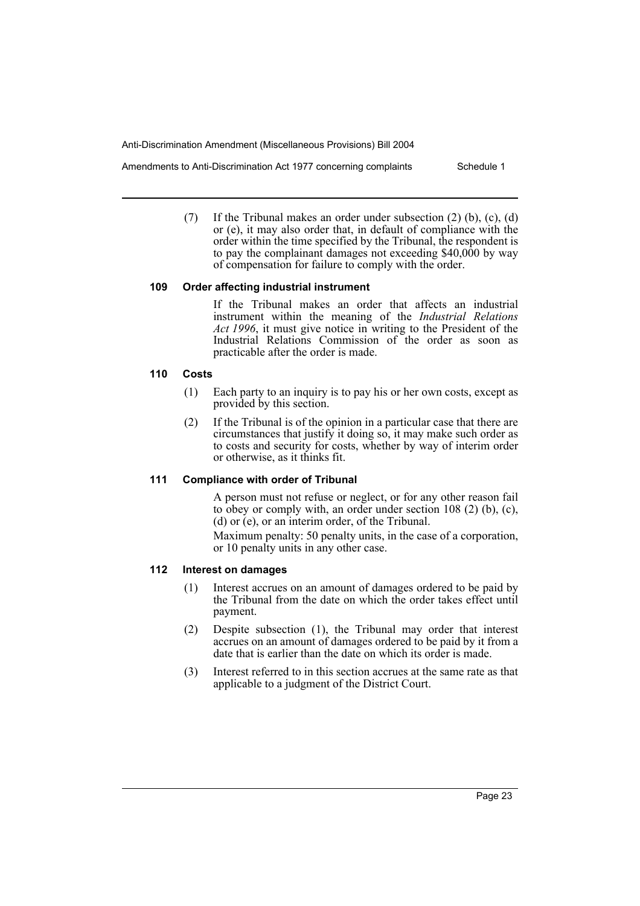(7) If the Tribunal makes an order under subsection (2) (b), (c), (d) or (e), it may also order that, in default of compliance with the order within the time specified by the Tribunal, the respondent is to pay the complainant damages not exceeding $40,000 by way of compensation for failure to comply with the order.

### 109 Order affecting industrial instrument

If the Tribunal makes an order that affects an industrial instrument within the meaning of the *Industrial Relations Act 1996*, it must give notice in writing to the President of the Industrial Relations Commission of the order as soon as practicable after the order is made.

### 110 Costs

(1) Each party to an inquiry is to pay his or her own costs, except as provided by this section.

(2) If the Tribunal is of the opinion in a particular case that there are circumstances that justify it doing so, it may make such order as to costs and security for costs, whether by way of interim order or otherwise, as it thinks fit.

### 111 Compliance with order of Tribunal

A person must not refuse or neglect, or for any other reason fail to obey or comply with, an order under section 108 (2) (b), (c), (d) or (e), or an interim order, of the Tribunal.

Maximum penalty: 50 penalty units, in the case of a corporation, or 10 penalty units in any other case.

### 112 Interest on damages

(1) Interest accrues on an amount of damages ordered to be paid by the Tribunal from the date on which the order takes effect until payment.

(2) Despite subsection (1), the Tribunal may order that interest accrues on an amount of damages ordered to be paid by it from a date that is earlier than the date on which its order is made.

(3) Interest referred to in this section accrues at the same rate as that applicable to a judgment of the District Court.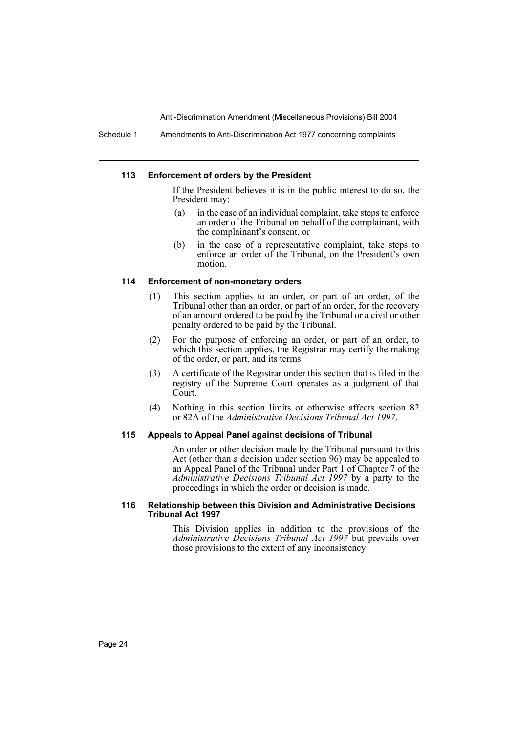#### 113 Enforcement of orders by the President

If the President believes it is in the public interest to do so, the President may:

(a) in the case of an individual complaint, take steps to enforce an order of the Tribunal on behalf of the complainant, with the complainant's consent, or

(b) in the case of a representative complaint, take steps to enforce an order of the Tribunal, on the President's own motion.

#### 114 Enforcement of non-monetary orders

(1) This section applies to an order, or part of an order, of the Tribunal other than an order, or part of an order, for the recovery of an amount ordered to be paid by the Tribunal or a civil or other penalty ordered to be paid by the Tribunal.

(2) For the purpose of enforcing an order, or part of an order, to which this section applies, the Registrar may certify the making of the order, or part, and its terms.

(3) A certificate of the Registrar under this section that is filed in the registry of the Supreme Court operates as a judgment of that Court.

(4) Nothing in this section limits or otherwise affects section 82 or 82A of the *Administrative Decisions Tribunal Act 1997*.

#### 115 Appeals to Appeal Panel against decisions of Tribunal

An order or other decision made by the Tribunal pursuant to this Act (other than a decision under section 96) may be appealed to an Appeal Panel of the Tribunal under Part 1 of Chapter 7 of the *Administrative Decisions Tribunal Act 1997* by a party to the proceedings in which the order or decision is made.

#### 116 Relationship between this Division and Administrative Decisions Tribunal Act 1997

This Division applies in addition to the provisions of the *Administrative Decisions Tribunal Act 1997* but prevails over those provisions to the extent of any inconsistency.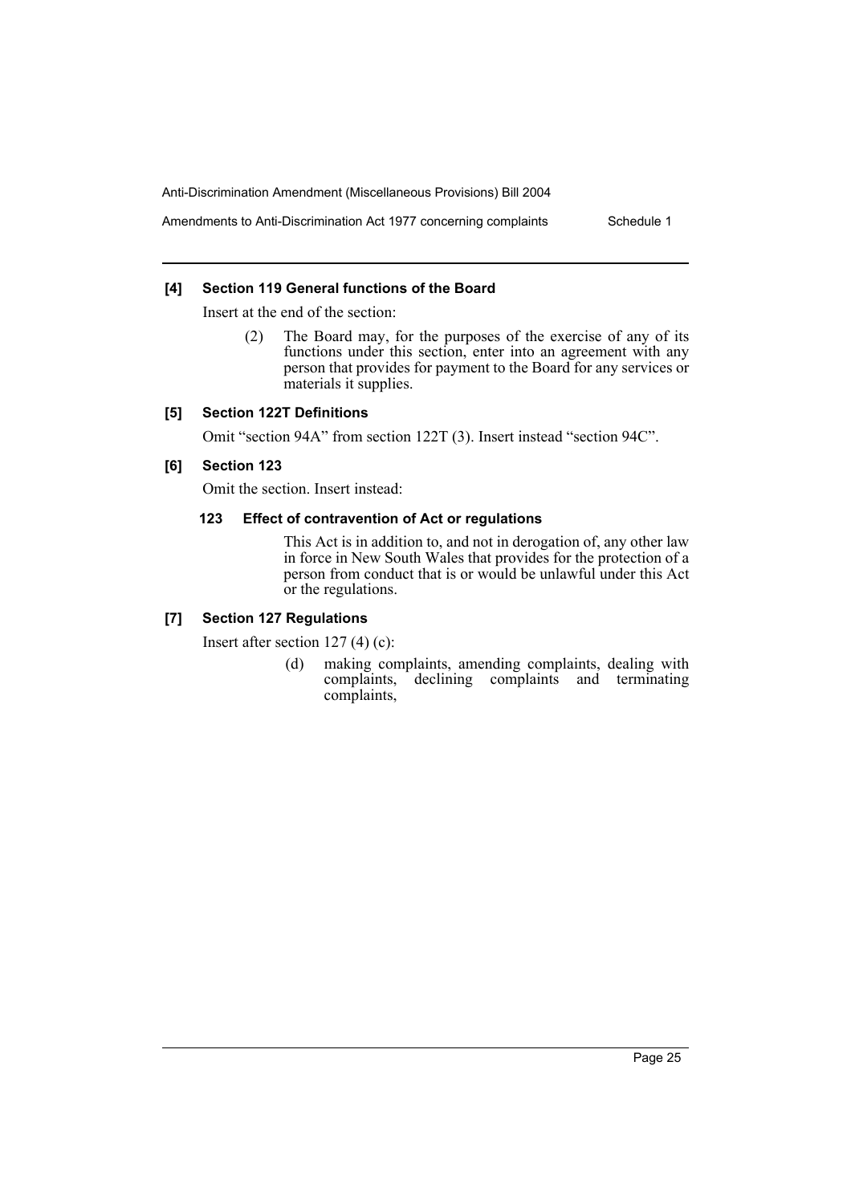### [4] Section 119 General functions of the Board

Insert at the end of the section:

(2) The Board may, for the purposes of the exercise of any of its functions under this section, enter into an agreement with any person that provides for payment to the Board for any services or materials it supplies.

### [5] Section 122T Definitions

Omit "section 94A" from section 122T (3). Insert instead "section 94C".

### [6] Section 123

Omit the section. Insert instead:

#### 123 Effect of contravention of Act or regulations

This Act is in addition to, and not in derogation of, any other law in force in New South Wales that provides for the protection of a person from conduct that is or would be unlawful under this Act or the regulations.

### [7] Section 127 Regulations

Insert after section 127 (4) (c):

(d) making complaints, amending complaints, dealing with complaints, declining complaints and terminating complaints,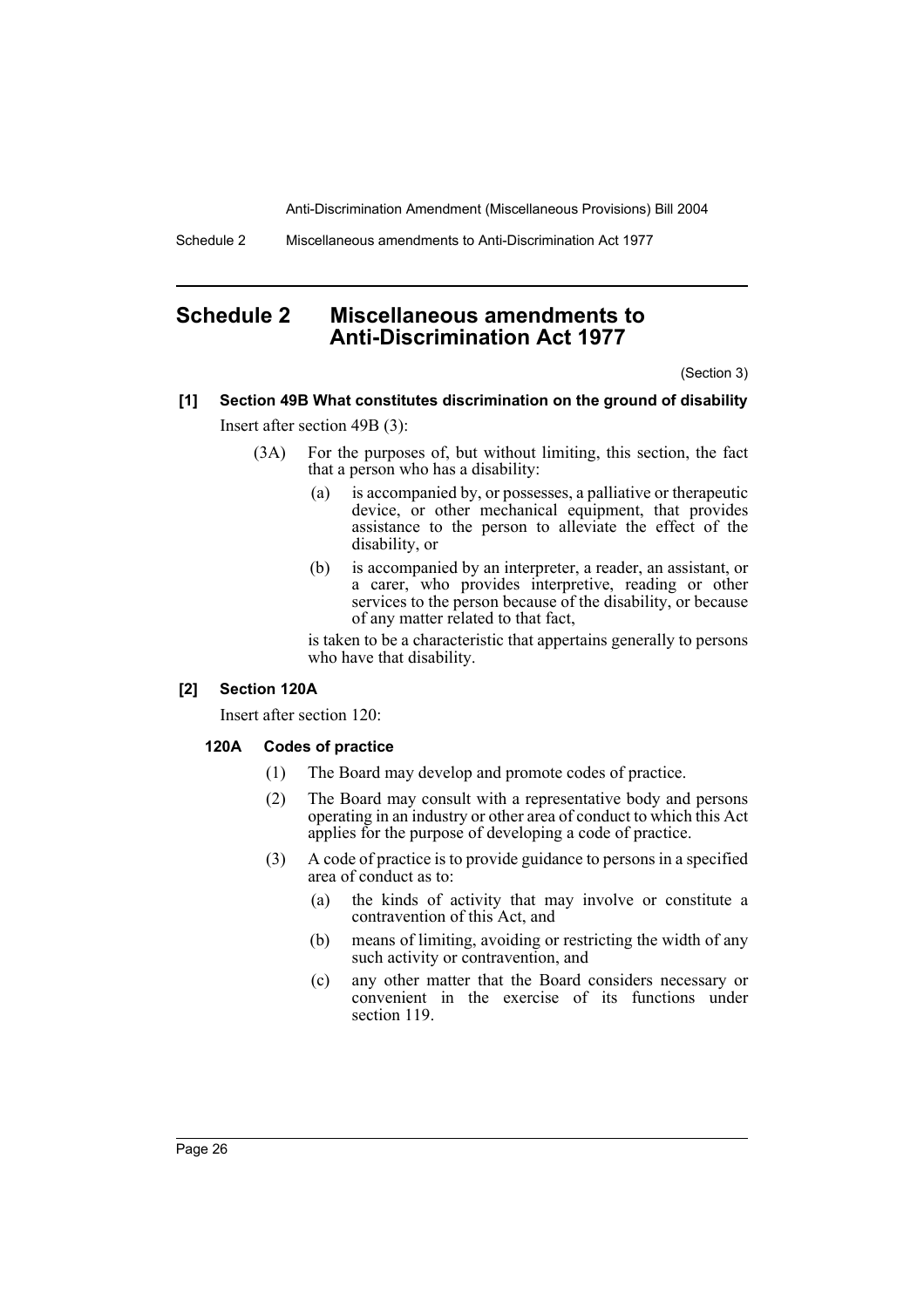# Schedule 2 Miscellaneous amendments to Anti-Discrimination Act 1977

(Section 3)

### [1] Section 49B What constitutes discrimination on the ground of disability

Insert after section 49B (3):

(3A) For the purposes of, but without limiting, this section, the fact that a person who has a disability:

- (a) is accompanied by, or possesses, a palliative or therapeutic device, or other mechanical equipment, that provides assistance to the person to alleviate the effect of the disability, or
- (b) is accompanied by an interpreter, a reader, an assistant, or a carer, who provides interpretive, reading or other services to the person because of the disability, or because of any matter related to that fact,

is taken to be a characteristic that appertains generally to persons who have that disability.

### [2] Section 120A

Insert after section 120:

#### 120A Codes of practice

(1) The Board may develop and promote codes of practice.

(2) The Board may consult with a representative body and persons operating in an industry or other area of conduct to which this Act applies for the purpose of developing a code of practice.

(3) A code of practice is to provide guidance to persons in a specified area of conduct as to:

- (a) the kinds of activity that may involve or constitute a contravention of this Act, and
- (b) means of limiting, avoiding or restricting the width of any such activity or contravention, and
- (c) any other matter that the Board considers necessary or convenient in the exercise of its functions under section 119.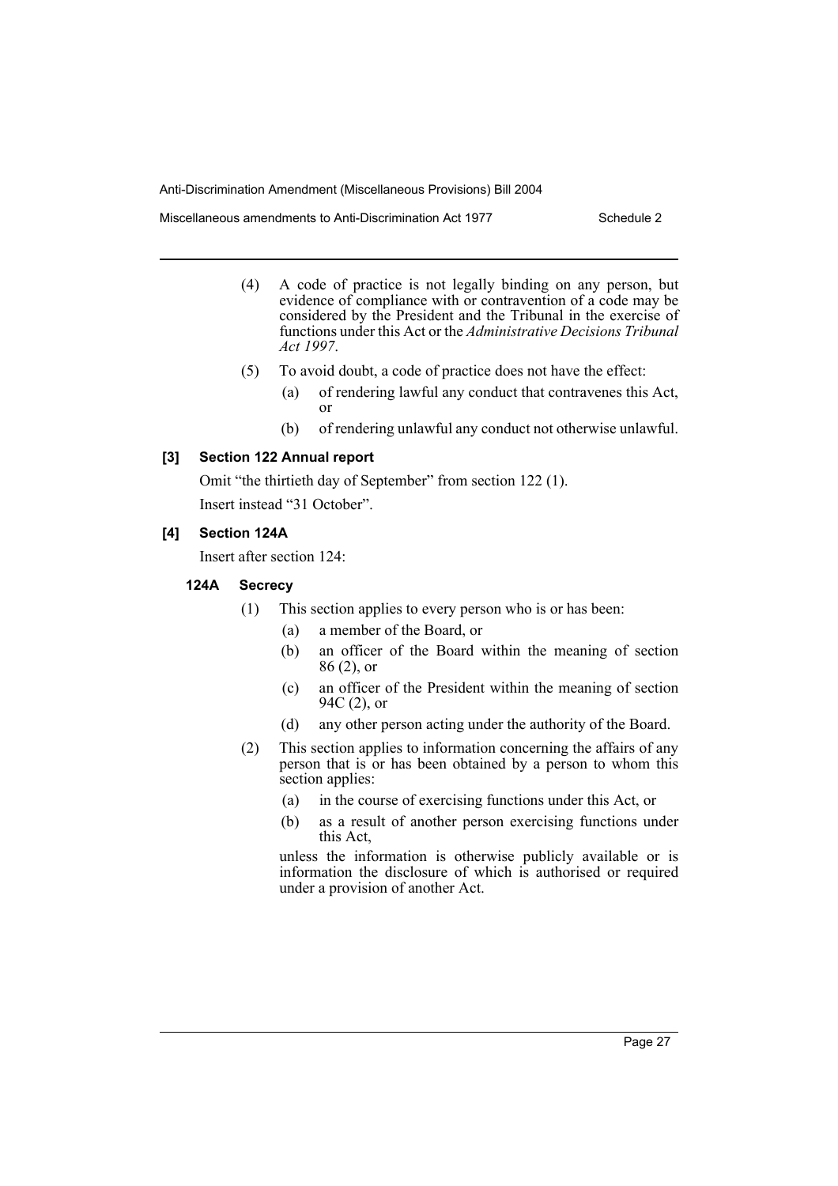(4) A code of practice is not legally binding on any person, but evidence of compliance with or contravention of a code may be considered by the President and the Tribunal in the exercise of functions under this Act or the *Administrative Decisions Tribunal Act 1997*.

(5) To avoid doubt, a code of practice does not have the effect:

- (a) of rendering lawful any conduct that contravenes this Act, or
- (b) of rendering unlawful any conduct not otherwise unlawful.

### [3] Section 122 Annual report

Omit "the thirtieth day of September" from section 122 (1).

Insert instead "31 October".

### [4] Section 124A

Insert after section 124:

#### 124A Secrecy

(1) This section applies to every person who is or has been:

- (a) a member of the Board, or
- (b) an officer of the Board within the meaning of section 86 (2), or
- (c) an officer of the President within the meaning of section 94C (2), or
- (d) any other person acting under the authority of the Board.

(2) This section applies to information concerning the affairs of any person that is or has been obtained by a person to whom this section applies:

- (a) in the course of exercising functions under this Act, or
- (b) as a result of another person exercising functions under this Act,

unless the information is otherwise publicly available or is information the disclosure of which is authorised or required under a provision of another Act.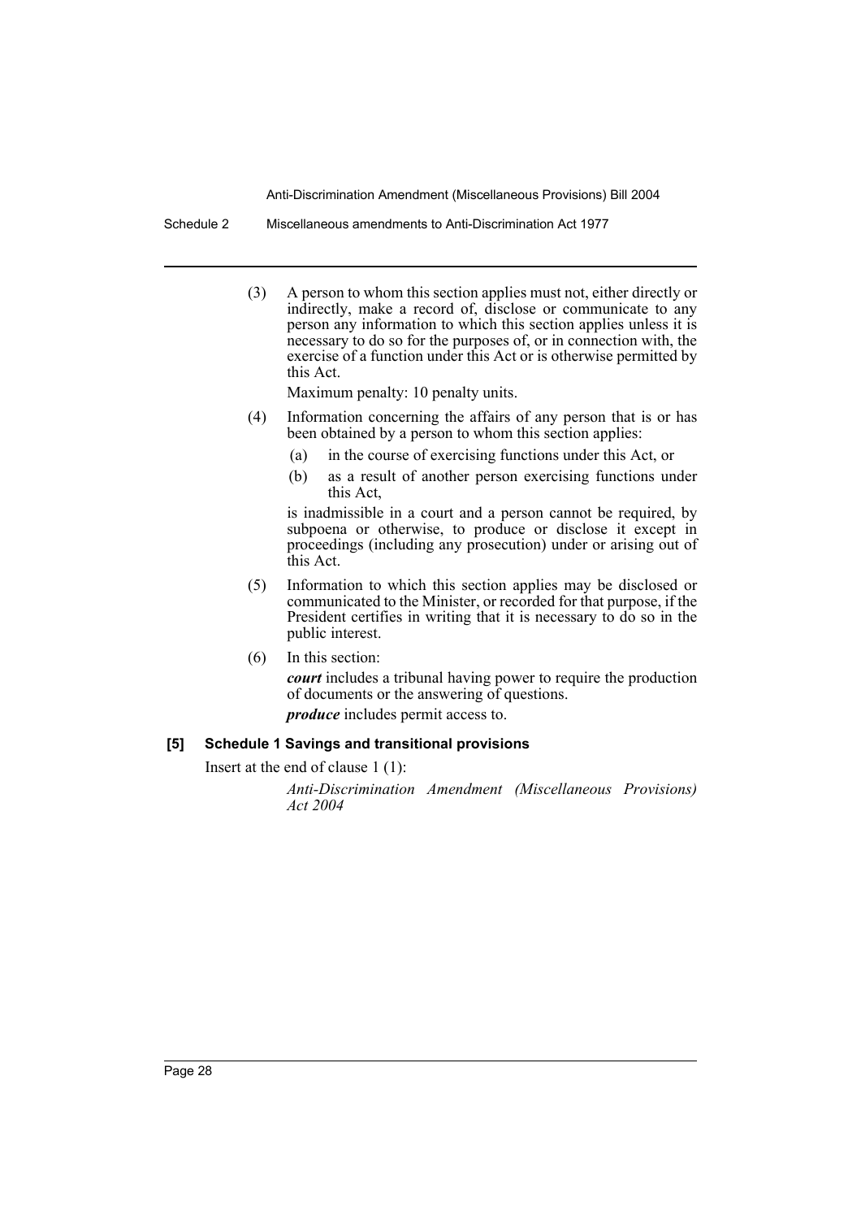(3) A person to whom this section applies must not, either directly or indirectly, make a record of, disclose or communicate to any person any information to which this section applies unless it is necessary to do so for the purposes of, or in connection with, the exercise of a function under this Act or is otherwise permitted by this Act.

Maximum penalty: 10 penalty units.

(4) Information concerning the affairs of any person that is or has been obtained by a person to whom this section applies:

(a) in the course of exercising functions under this Act, or

(b) as a result of another person exercising functions under this Act,

is inadmissible in a court and a person cannot be required, by subpoena or otherwise, to produce or disclose it except in proceedings (including any prosecution) under or arising out of this Act.

(5) Information to which this section applies may be disclosed or communicated to the Minister, or recorded for that purpose, if the President certifies in writing that it is necessary to do so in the public interest.

(6) In this section:

***court*** includes a tribunal having power to require the production of documents or the answering of questions.

***produce*** includes permit access to.

**[5] Schedule 1 Savings and transitional provisions**

Insert at the end of clause 1 (1):

*Anti-Discrimination Amendment (Miscellaneous Provisions) Act 2004*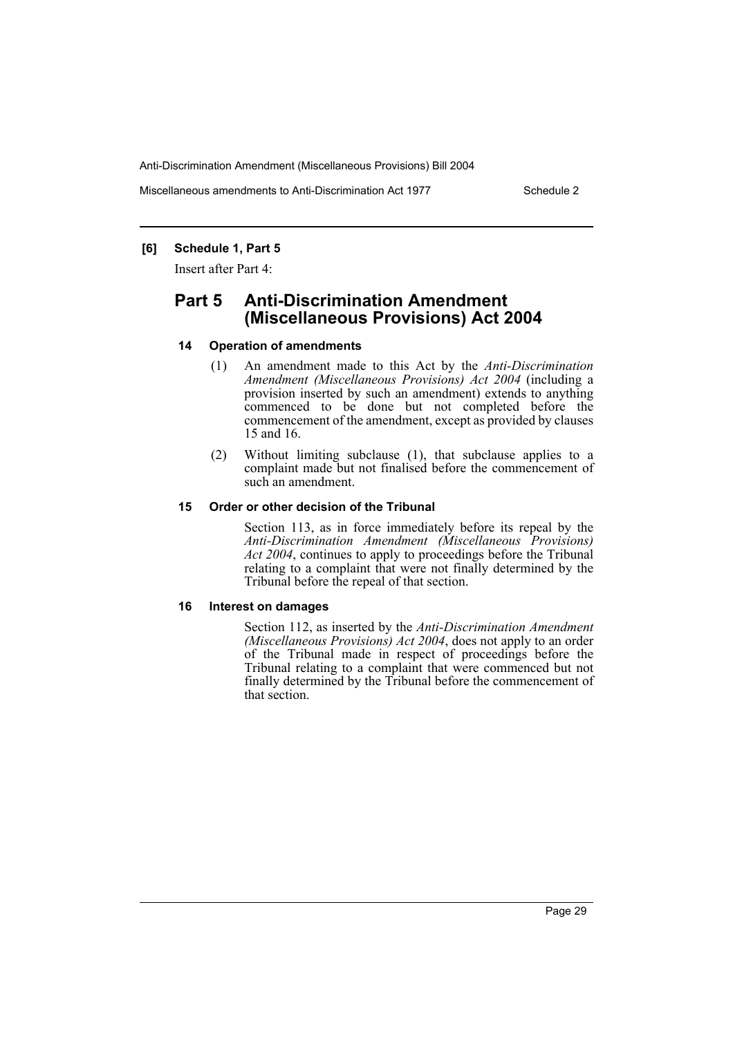**[6] Schedule 1, Part 5**

Insert after Part 4:

## Part 5 Anti-Discrimination Amendment (Miscellaneous Provisions) Act 2004

### 14 Operation of amendments

(1) An amendment made to this Act by the *Anti-Discrimination Amendment (Miscellaneous Provisions) Act 2004* (including a provision inserted by such an amendment) extends to anything commenced to be done but not completed before the commencement of the amendment, except as provided by clauses 15 and 16.

(2) Without limiting subclause (1), that subclause applies to a complaint made but not finalised before the commencement of such an amendment.

### 15 Order or other decision of the Tribunal

Section 113, as in force immediately before its repeal by the *Anti-Discrimination Amendment (Miscellaneous Provisions) Act 2004*, continues to apply to proceedings before the Tribunal relating to a complaint that were not finally determined by the Tribunal before the repeal of that section.

### 16 Interest on damages

Section 112, as inserted by the *Anti-Discrimination Amendment (Miscellaneous Provisions) Act 2004*, does not apply to an order of the Tribunal made in respect of proceedings before the Tribunal relating to a complaint that were commenced but not finally determined by the Tribunal before the commencement of that section.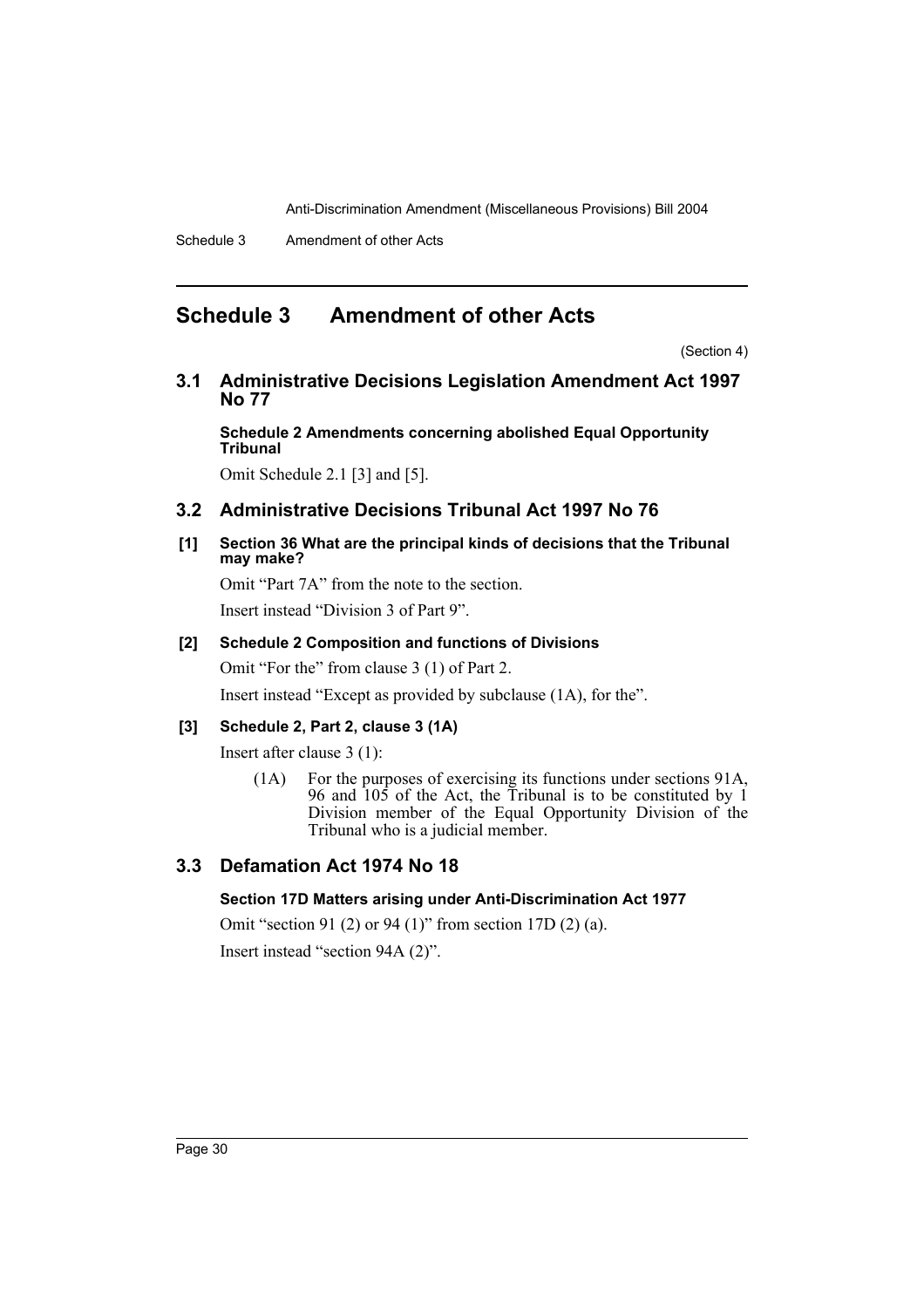# Schedule 3 Amendment of other Acts

(Section 4)

## 3.1 Administrative Decisions Legislation Amendment Act 1997 No 77

**Schedule 2 Amendments concerning abolished Equal Opportunity Tribunal**

Omit Schedule 2.1 [3] and [5].

## 3.2 Administrative Decisions Tribunal Act 1997 No 76

**[1] Section 36 What are the principal kinds of decisions that the Tribunal may make?**

Omit "Part 7A" from the note to the section.

Insert instead "Division 3 of Part 9".

**[2] Schedule 2 Composition and functions of Divisions**

Omit "For the" from clause 3 (1) of Part 2.

Insert instead "Except as provided by subclause (1A), for the".

**[3] Schedule 2, Part 2, clause 3 (1A)**

Insert after clause 3 (1):

> (1A) For the purposes of exercising its functions under sections 91A, 96 and 105 of the Act, the Tribunal is to be constituted by 1 Division member of the Equal Opportunity Division of the Tribunal who is a judicial member.

## 3.3 Defamation Act 1974 No 18

**Section 17D Matters arising under Anti-Discrimination Act 1977**

Omit "section 91 (2) or 94 (1)" from section 17D (2) (a).

Insert instead "section 94A (2)".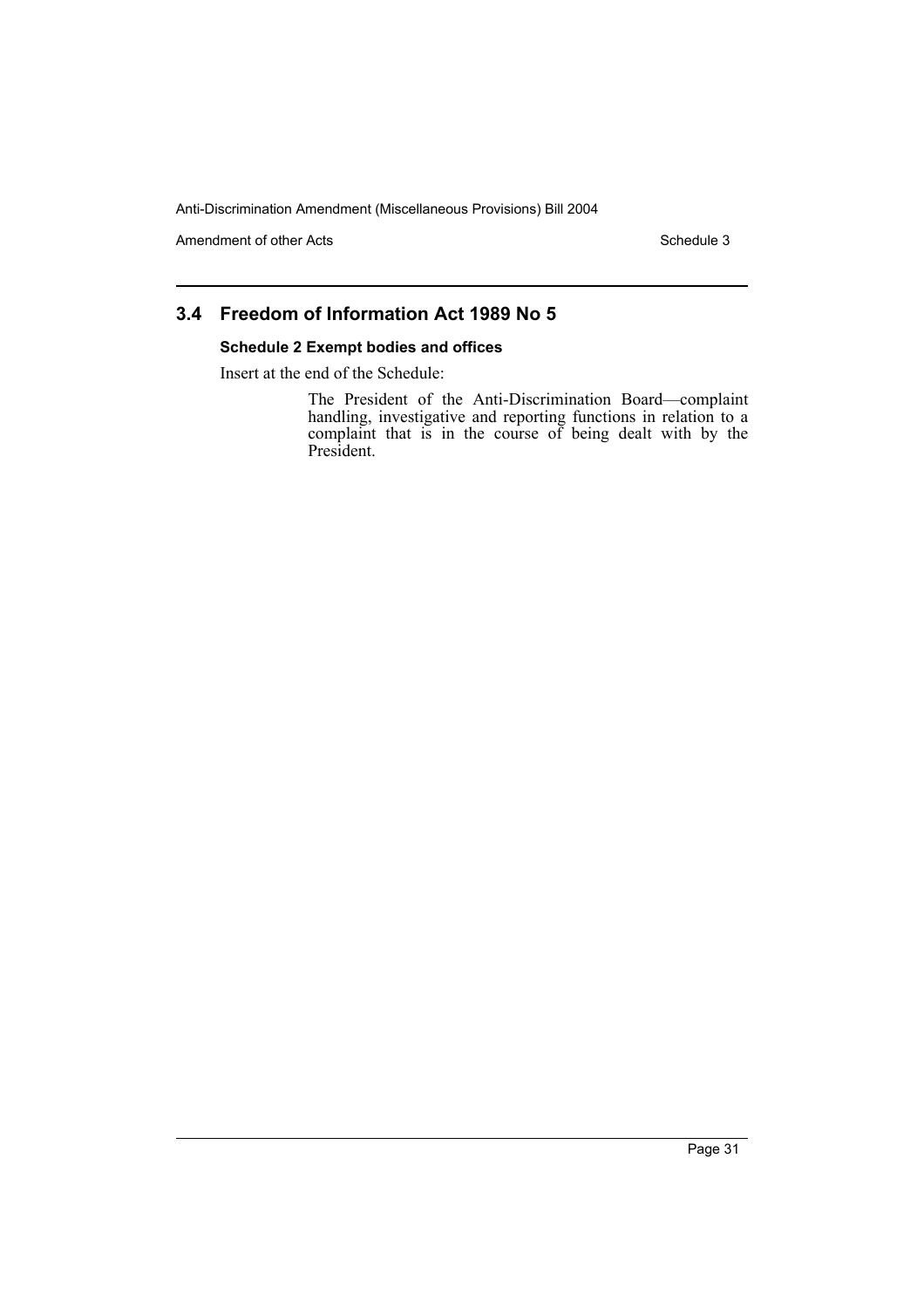## 3.4 Freedom of Information Act 1989 No 5

### Schedule 2 Exempt bodies and offices

Insert at the end of the Schedule:

> The President of the Anti-Discrimination Board—complaint handling, investigative and reporting functions in relation to a complaint that is in the course of being dealt with by the President.